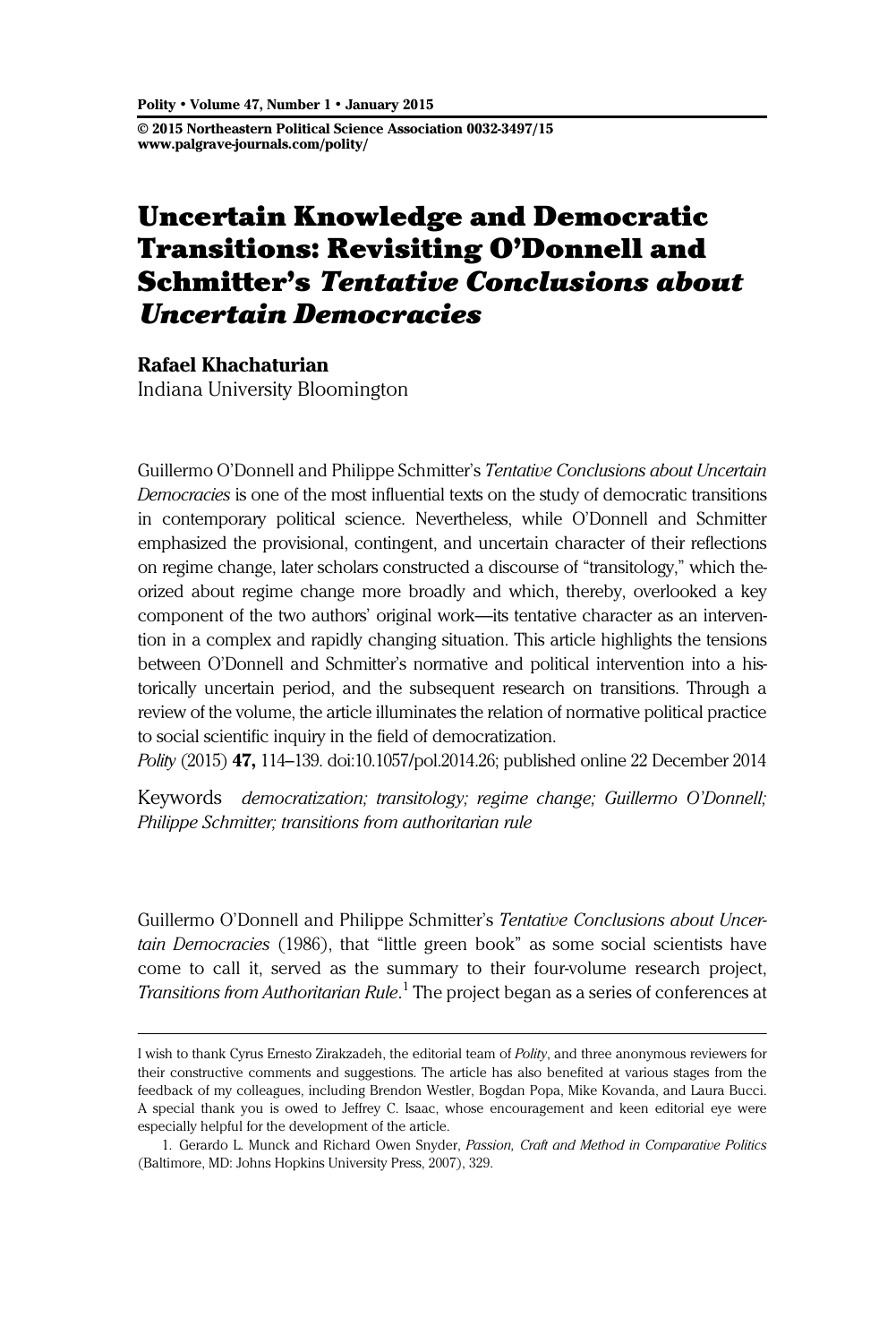# Uncertain Knowledge and Democratic Transitions: Revisiting O'Donnell and Schmitter's *Tentative Conclusions about Uncertain Democracies*

**Rafael Khachaturian**
Indiana University Bloomington

Guillermo O'Donnell and Philippe Schmitter's *Tentative Conclusions about Uncertain Democracies* is one of the most influential texts on the study of democratic transitions in contemporary political science. Nevertheless, while O'Donnell and Schmitter emphasized the provisional, contingent, and uncertain character of their reflections on regime change, later scholars constructed a discourse of "transitology," which theorized about regime change more broadly and which, thereby, overlooked a key component of the two authors' original work—its tentative character as an intervention in a complex and rapidly changing situation. This article highlights the tensions between O'Donnell and Schmitter's normative and political intervention into a historically uncertain period, and the subsequent research on transitions. Through a review of the volume, the article illuminates the relation of normative political practice to social scientific inquiry in the field of democratization.

*Polity* (2015) **47,** 114–139. doi:10.1057/pol.2014.26; published online 22 December 2014

Keywords *democratization; transitology; regime change; Guillermo O'Donnell; Philippe Schmitter; transitions from authoritarian rule*

Guillermo O'Donnell and Philippe Schmitter's *Tentative Conclusions about Uncertain Democracies* (1986), that "little green book" as some social scientists have come to call it, served as the summary to their four-volume research project, *Transitions from Authoritarian Rule*.[1] The project began as a series of conferences at

---

I wish to thank Cyrus Ernesto Zirakzadeh, the editorial team of *Polity*, and three anonymous reviewers for their constructive comments and suggestions. The article has also benefited at various stages from the feedback of my colleagues, including Brendon Westler, Bogdan Popa, Mike Kovanda, and Laura Bucci. A special thank you is owed to Jeffrey C. Isaac, whose encouragement and keen editorial eye were especially helpful for the development of the article.

1. Gerardo L. Munck and Richard Owen Snyder, *Passion, Craft and Method in Comparative Politics* (Baltimore, MD: Johns Hopkins University Press, 2007), 329.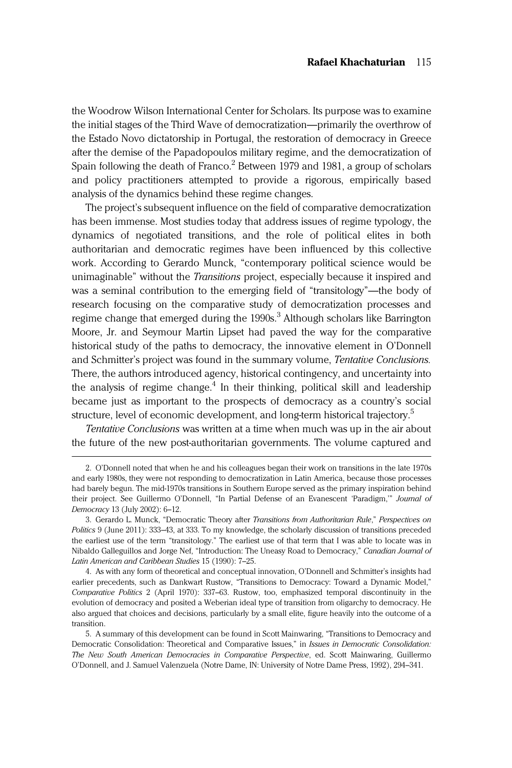the Woodrow Wilson International Center for Scholars. Its purpose was to examine the initial stages of the Third Wave of democratization—primarily the overthrow of the Estado Novo dictatorship in Portugal, the restoration of democracy in Greece after the demise of the Papadopoulos military regime, and the democratization of Spain following the death of Franco.[2] Between 1979 and 1981, a group of scholars and policy practitioners attempted to provide a rigorous, empirically based analysis of the dynamics behind these regime changes.

The project's subsequent influence on the field of comparative democratization has been immense. Most studies today that address issues of regime typology, the dynamics of negotiated transitions, and the role of political elites in both authoritarian and democratic regimes have been influenced by this collective work. According to Gerardo Munck, "contemporary political science would be unimaginable" without the *Transitions* project, especially because it inspired and was a seminal contribution to the emerging field of "transitology"—the body of research focusing on the comparative study of democratization processes and regime change that emerged during the 1990s.[3] Although scholars like Barrington Moore, Jr. and Seymour Martin Lipset had paved the way for the comparative historical study of the paths to democracy, the innovative element in O'Donnell and Schmitter's project was found in the summary volume, *Tentative Conclusions.* There, the authors introduced agency, historical contingency, and uncertainty into the analysis of regime change.[4] In their thinking, political skill and leadership became just as important to the prospects of democracy as a country's social structure, level of economic development, and long-term historical trajectory.[5]

*Tentative Conclusions* was written at a time when much was up in the air about the future of the new post-authoritarian governments. The volume captured and

2. O'Donnell noted that when he and his colleagues began their work on transitions in the late 1970s and early 1980s, they were not responding to democratization in Latin America, because those processes had barely begun. The mid-1970s transitions in Southern Europe served as the primary inspiration behind their project. See Guillermo O'Donnell, "In Partial Defense of an Evanescent 'Paradigm,'" *Journal of Democracy* 13 (July 2002): 6–12.

3. Gerardo L. Munck, "Democratic Theory after *Transitions from Authoritarian Rule*," *Perspectives on Politics* 9 (June 2011): 333–43, at 333. To my knowledge, the scholarly discussion of transitions preceded the earliest use of the term "transitology." The earliest use of that term that I was able to locate was in Nibaldo Galleguillos and Jorge Nef, "Introduction: The Uneasy Road to Democracy," *Canadian Journal of Latin American and Caribbean Studies* 15 (1990): 7–25.

4. As with any form of theoretical and conceptual innovation, O'Donnell and Schmitter's insights had earlier precedents, such as Dankwart Rustow, "Transitions to Democracy: Toward a Dynamic Model," *Comparative Politics* 2 (April 1970): 337–63. Rustow, too, emphasized temporal discontinuity in the evolution of democracy and posited a Weberian ideal type of transition from oligarchy to democracy. He also argued that choices and decisions, particularly by a small elite, figure heavily into the outcome of a transition.

5. A summary of this development can be found in Scott Mainwaring, "Transitions to Democracy and Democratic Consolidation: Theoretical and Comparative Issues," in *Issues in Democratic Consolidation: The New South American Democracies in Comparative Perspective*, ed. Scott Mainwaring, Guillermo O'Donnell, and J. Samuel Valenzuela (Notre Dame, IN: University of Notre Dame Press, 1992), 294–341.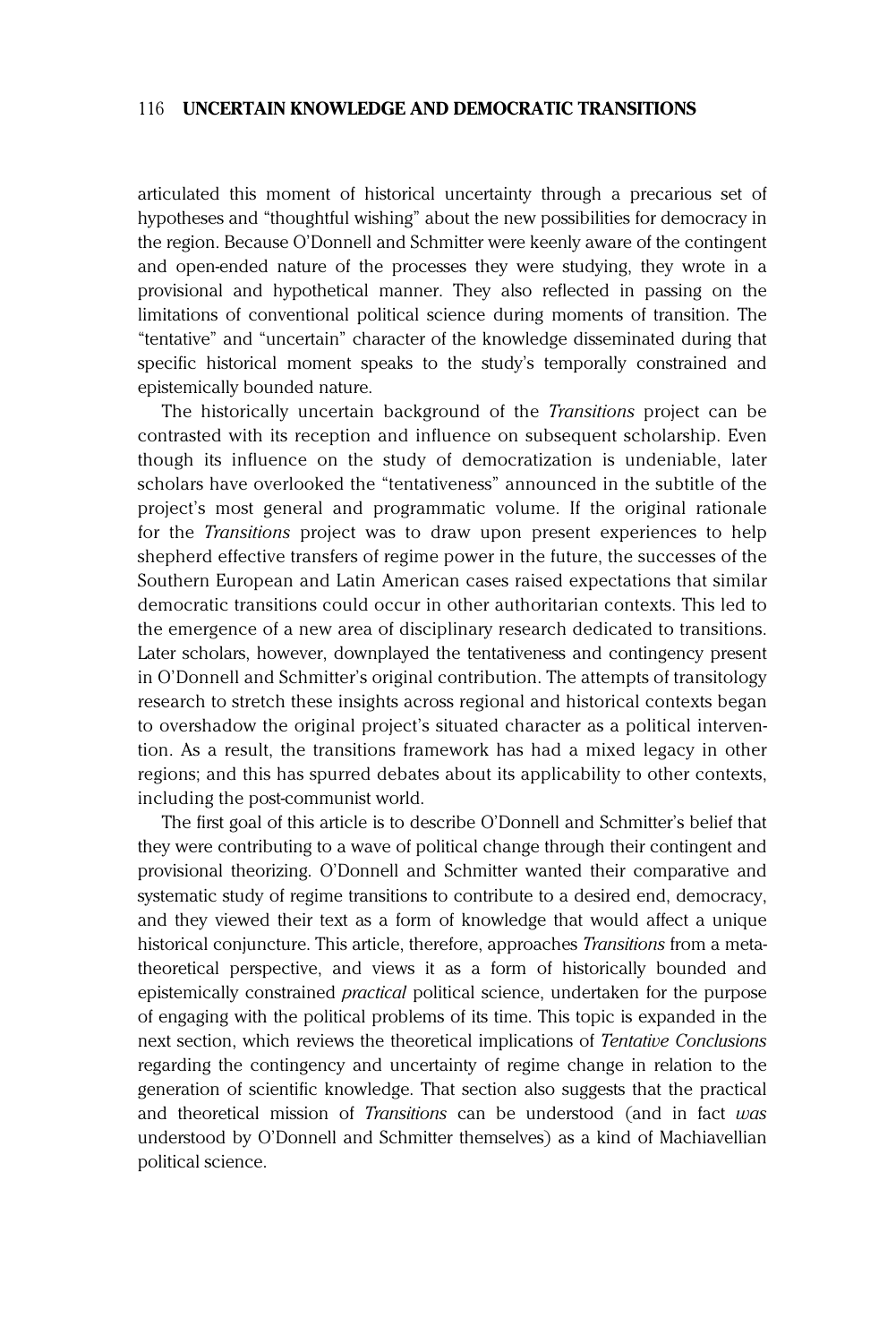articulated this moment of historical uncertainty through a precarious set of hypotheses and "thoughtful wishing" about the new possibilities for democracy in the region. Because O'Donnell and Schmitter were keenly aware of the contingent and open-ended nature of the processes they were studying, they wrote in a provisional and hypothetical manner. They also reflected in passing on the limitations of conventional political science during moments of transition. The "tentative" and "uncertain" character of the knowledge disseminated during that specific historical moment speaks to the study's temporally constrained and epistemically bounded nature.

The historically uncertain background of the *Transitions* project can be contrasted with its reception and influence on subsequent scholarship. Even though its influence on the study of democratization is undeniable, later scholars have overlooked the "tentativeness" announced in the subtitle of the project's most general and programmatic volume. If the original rationale for the *Transitions* project was to draw upon present experiences to help shepherd effective transfers of regime power in the future, the successes of the Southern European and Latin American cases raised expectations that similar democratic transitions could occur in other authoritarian contexts. This led to the emergence of a new area of disciplinary research dedicated to transitions. Later scholars, however, downplayed the tentativeness and contingency present in O'Donnell and Schmitter's original contribution. The attempts of transitology research to stretch these insights across regional and historical contexts began to overshadow the original project's situated character as a political intervention. As a result, the transitions framework has had a mixed legacy in other regions; and this has spurred debates about its applicability to other contexts, including the post-communist world.

The first goal of this article is to describe O'Donnell and Schmitter's belief that they were contributing to a wave of political change through their contingent and provisional theorizing. O'Donnell and Schmitter wanted their comparative and systematic study of regime transitions to contribute to a desired end, democracy, and they viewed their text as a form of knowledge that would affect a unique historical conjuncture. This article, therefore, approaches *Transitions* from a meta-theoretical perspective, and views it as a form of historically bounded and epistemically constrained *practical* political science, undertaken for the purpose of engaging with the political problems of its time. This topic is expanded in the next section, which reviews the theoretical implications of *Tentative Conclusions* regarding the contingency and uncertainty of regime change in relation to the generation of scientific knowledge. That section also suggests that the practical and theoretical mission of *Transitions* can be understood (and in fact *was* understood by O'Donnell and Schmitter themselves) as a kind of Machiavellian political science.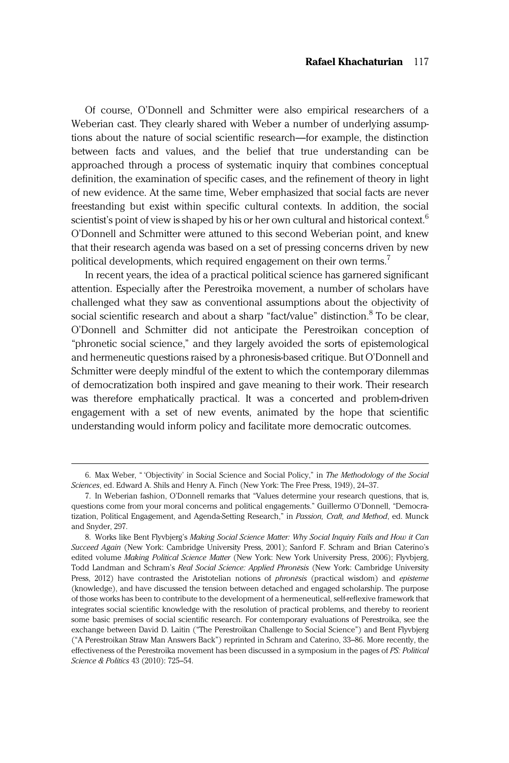Of course, O'Donnell and Schmitter were also empirical researchers of a Weberian cast. They clearly shared with Weber a number of underlying assumptions about the nature of social scientific research—for example, the distinction between facts and values, and the belief that true understanding can be approached through a process of systematic inquiry that combines conceptual definition, the examination of specific cases, and the refinement of theory in light of new evidence. At the same time, Weber emphasized that social facts are never freestanding but exist within specific cultural contexts. In addition, the social scientist's point of view is shaped by his or her own cultural and historical context.[6] O'Donnell and Schmitter were attuned to this second Weberian point, and knew that their research agenda was based on a set of pressing concerns driven by new political developments, which required engagement on their own terms.[7]

In recent years, the idea of a practical political science has garnered significant attention. Especially after the Perestroika movement, a number of scholars have challenged what they saw as conventional assumptions about the objectivity of social scientific research and about a sharp "fact/value" distinction.[8] To be clear, O'Donnell and Schmitter did not anticipate the Perestroikan conception of "phronetic social science," and they largely avoided the sorts of epistemological and hermeneutic questions raised by a phronesis-based critique. But O'Donnell and Schmitter were deeply mindful of the extent to which the contemporary dilemmas of democratization both inspired and gave meaning to their work. Their research was therefore emphatically practical. It was a concerted and problem-driven engagement with a set of new events, animated by the hope that scientific understanding would inform policy and facilitate more democratic outcomes.

---

6. Max Weber, "'Objectivity' in Social Science and Social Policy," in *The Methodology of the Social Sciences*, ed. Edward A. Shils and Henry A. Finch (New York: The Free Press, 1949), 24–37.

7. In Weberian fashion, O'Donnell remarks that "Values determine your research questions, that is, questions come from your moral concerns and political engagements." Guillermo O'Donnell, "Democratization, Political Engagement, and Agenda-Setting Research," in *Passion, Craft, and Method*, ed. Munck and Snyder, 297.

8. Works like Bent Flyvbjerg's *Making Social Science Matter: Why Social Inquiry Fails and How it Can Succeed Again* (New York: Cambridge University Press, 2001); Sanford F. Schram and Brian Caterino's edited volume *Making Political Science Matter* (New York: New York University Press, 2006); Flyvbjerg, Todd Landman and Schram's *Real Social Science: Applied Phronēsis* (New York: Cambridge University Press, 2012) have contrasted the Aristotelian notions of *phronēsis* (practical wisdom) and *episteme* (knowledge), and have discussed the tension between detached and engaged scholarship. The purpose of those works has been to contribute to the development of a hermeneutical, self-reflexive framework that integrates social scientific knowledge with the resolution of practical problems, and thereby to reorient some basic premises of social scientific research. For contemporary evaluations of Perestroika, see the exchange between David D. Laitin ("The Perestroikan Challenge to Social Science") and Bent Flyvbjerg ("A Perestroikan Straw Man Answers Back") reprinted in Schram and Caterino, 33–86. More recently, the effectiveness of the Perestroika movement has been discussed in a symposium in the pages of *PS: Political Science & Politics* 43 (2010): 725–54.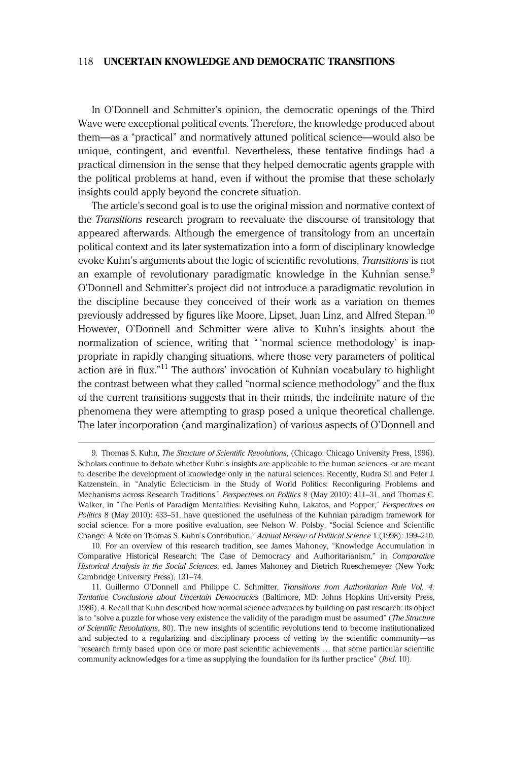In O'Donnell and Schmitter's opinion, the democratic openings of the Third Wave were exceptional political events. Therefore, the knowledge produced about them—as a "practical" and normatively attuned political science—would also be unique, contingent, and eventful. Nevertheless, these tentative findings had a practical dimension in the sense that they helped democratic agents grapple with the political problems at hand, even if without the promise that these scholarly insights could apply beyond the concrete situation.

The article's second goal is to use the original mission and normative context of the *Transitions* research program to reevaluate the discourse of transitology that appeared afterwards. Although the emergence of transitology from an uncertain political context and its later systematization into a form of disciplinary knowledge evoke Kuhn's arguments about the logic of scientific revolutions, *Transitions* is not an example of revolutionary paradigmatic knowledge in the Kuhnian sense.[9] O'Donnell and Schmitter's project did not introduce a paradigmatic revolution in the discipline because they conceived of their work as a variation on themes previously addressed by figures like Moore, Lipset, Juan Linz, and Alfred Stepan.[10] However, O'Donnell and Schmitter were alive to Kuhn's insights about the normalization of science, writing that "'normal science methodology' is inappropriate in rapidly changing situations, where those very parameters of political action are in flux."[11] The authors' invocation of Kuhnian vocabulary to highlight the contrast between what they called "normal science methodology" and the flux of the current transitions suggests that in their minds, the indefinite nature of the phenomena they were attempting to grasp posed a unique theoretical challenge. The later incorporation (and marginalization) of various aspects of O'Donnell and

---

9. Thomas S. Kuhn, *The Structure of Scientific Revolutions*, (Chicago: Chicago University Press, 1996). Scholars continue to debate whether Kuhn's insights are applicable to the human sciences, or are meant to describe the development of knowledge only in the natural sciences. Recently, Rudra Sil and Peter J. Katzenstein, in "Analytic Eclecticism in the Study of World Politics: Reconfiguring Problems and Mechanisms across Research Traditions," *Perspectives on Politics* 8 (May 2010): 411–31, and Thomas C. Walker, in "The Perils of Paradigm Mentalities: Revisiting Kuhn, Lakatos, and Popper," *Perspectives on Politics* 8 (May 2010): 433–51, have questioned the usefulness of the Kuhnian paradigm framework for social science. For a more positive evaluation, see Nelson W. Polsby, "Social Science and Scientific Change: A Note on Thomas S. Kuhn's Contribution," *Annual Review of Political Science* 1 (1998): 199–210.

10. For an overview of this research tradition, see James Mahoney, "Knowledge Accumulation in Comparative Historical Research: The Case of Democracy and Authoritarianism," in *Comparative Historical Analysis in the Social Sciences*, ed. James Mahoney and Dietrich Rueschemeyer (New York: Cambridge University Press), 131–74.

11. Guillermo O'Donnell and Philippe C. Schmitter, *Transitions from Authoritarian Rule Vol. 4: Tentative Conclusions about Uncertain Democracies* (Baltimore, MD: Johns Hopkins University Press, 1986), 4. Recall that Kuhn described how normal science advances by building on past research: its object is to "solve a puzzle for whose very existence the validity of the paradigm must be assumed" (*The Structure of Scientific Revolutions*, 80). The new insights of scientific revolutions tend to become institutionalized and subjected to a regularizing and disciplinary process of vetting by the scientific community—as "research firmly based upon one or more past scientific achievements … that some particular scientific community acknowledges for a time as supplying the foundation for its further practice" (*Ibid.* 10).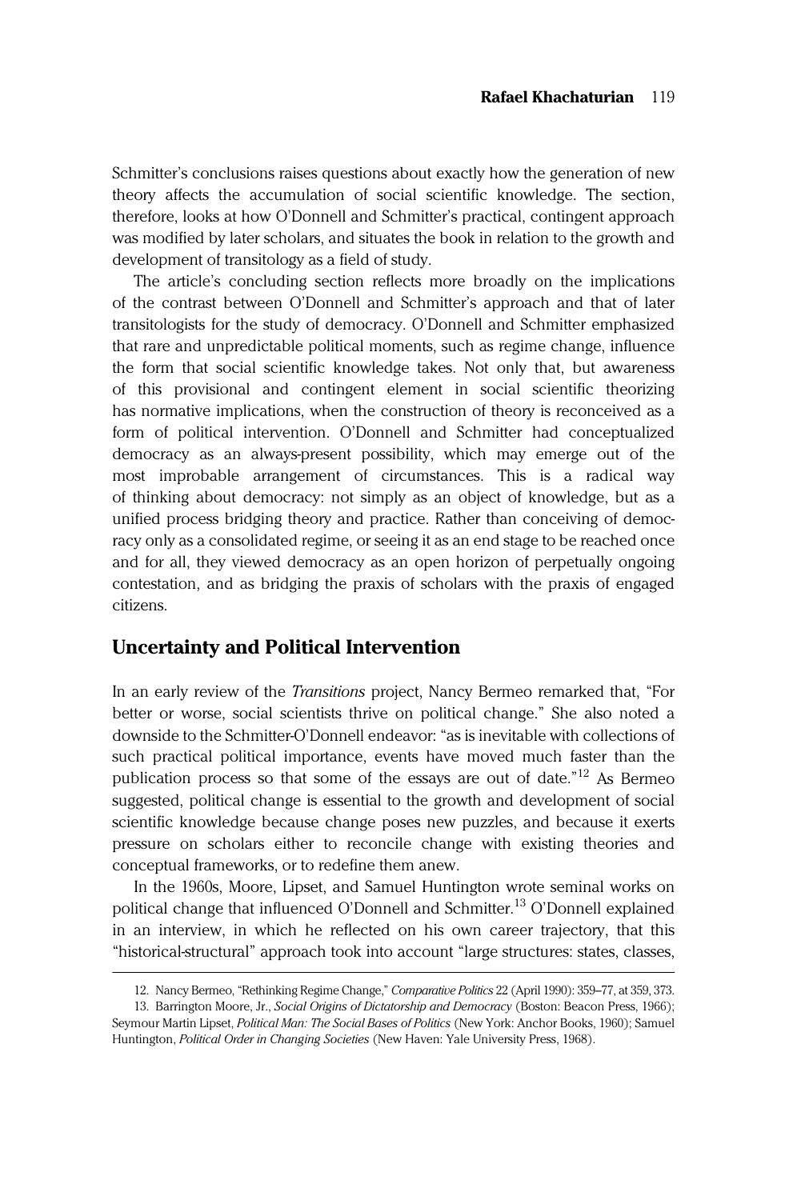Schmitter's conclusions raises questions about exactly how the generation of new theory affects the accumulation of social scientific knowledge. The section, therefore, looks at how O'Donnell and Schmitter's practical, contingent approach was modified by later scholars, and situates the book in relation to the growth and development of transitology as a field of study.

The article's concluding section reflects more broadly on the implications of the contrast between O'Donnell and Schmitter's approach and that of later transitologists for the study of democracy. O'Donnell and Schmitter emphasized that rare and unpredictable political moments, such as regime change, influence the form that social scientific knowledge takes. Not only that, but awareness of this provisional and contingent element in social scientific theorizing has normative implications, when the construction of theory is reconceived as a form of political intervention. O'Donnell and Schmitter had conceptualized democracy as an always-present possibility, which may emerge out of the most improbable arrangement of circumstances. This is a radical way of thinking about democracy: not simply as an object of knowledge, but as a unified process bridging theory and practice. Rather than conceiving of democracy only as a consolidated regime, or seeing it as an end stage to be reached once and for all, they viewed democracy as an open horizon of perpetually ongoing contestation, and as bridging the praxis of scholars with the praxis of engaged citizens.

## Uncertainty and Political Intervention

In an early review of the *Transitions* project, Nancy Bermeo remarked that, "For better or worse, social scientists thrive on political change." She also noted a downside to the Schmitter-O'Donnell endeavor: "as is inevitable with collections of such practical political importance, events have moved much faster than the publication process so that some of the essays are out of date."[12] As Bermeo suggested, political change is essential to the growth and development of social scientific knowledge because change poses new puzzles, and because it exerts pressure on scholars either to reconcile change with existing theories and conceptual frameworks, or to redefine them anew.

In the 1960s, Moore, Lipset, and Samuel Huntington wrote seminal works on political change that influenced O'Donnell and Schmitter.[13] O'Donnell explained in an interview, in which he reflected on his own career trajectory, that this "historical-structural" approach took into account "large structures: states, classes,

12. Nancy Bermeo, "Rethinking Regime Change," *Comparative Politics* 22 (April 1990): 359–77, at 359, 373.

13. Barrington Moore, Jr., *Social Origins of Dictatorship and Democracy* (Boston: Beacon Press, 1966); Seymour Martin Lipset, *Political Man: The Social Bases of Politics* (New York: Anchor Books, 1960); Samuel Huntington, *Political Order in Changing Societies* (New Haven: Yale University Press, 1968).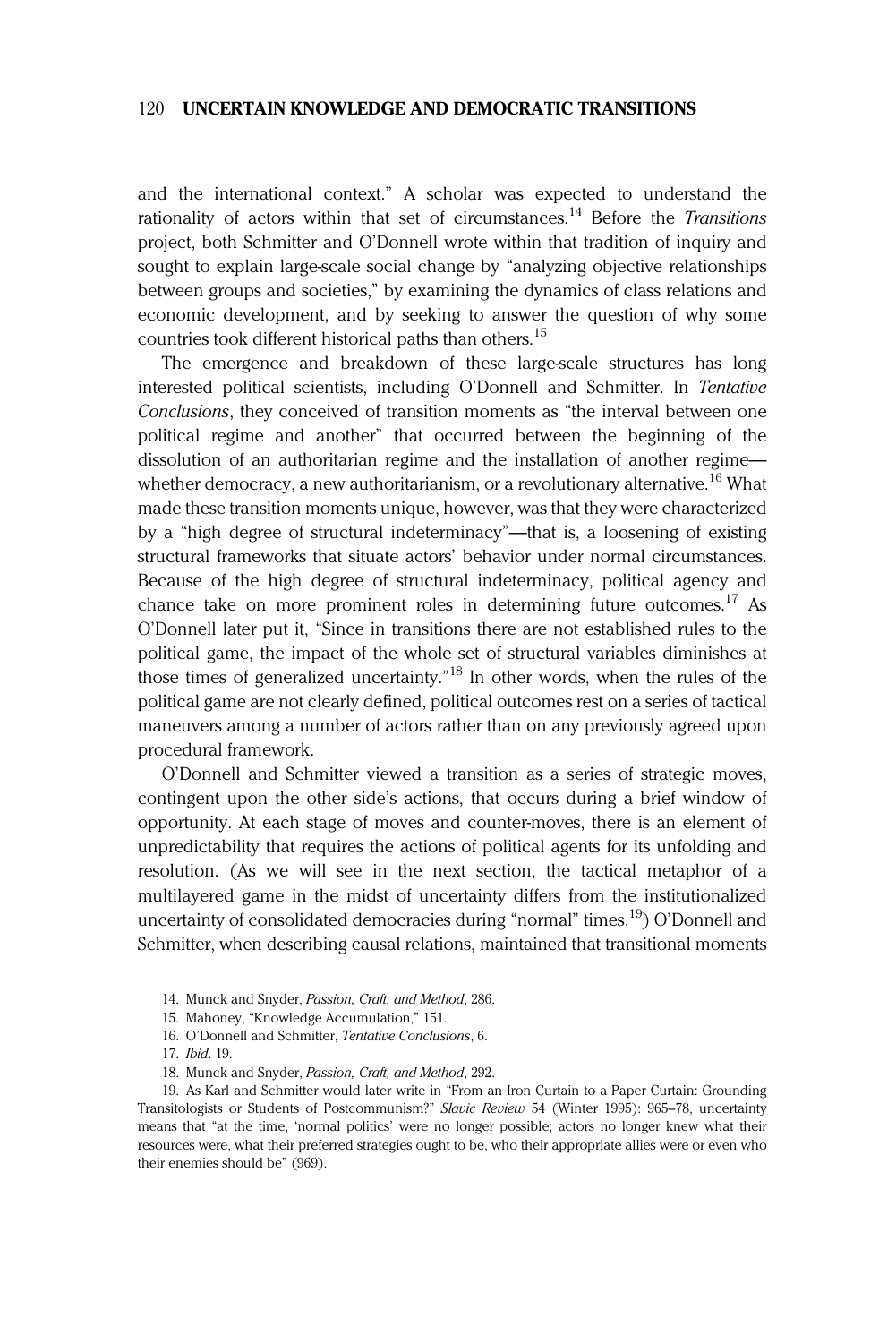and the international context." A scholar was expected to understand the rationality of actors within that set of circumstances.[14] Before the *Transitions* project, both Schmitter and O'Donnell wrote within that tradition of inquiry and sought to explain large-scale social change by "analyzing objective relationships between groups and societies," by examining the dynamics of class relations and economic development, and by seeking to answer the question of why some countries took different historical paths than others.[15]

The emergence and breakdown of these large-scale structures has long interested political scientists, including O'Donnell and Schmitter. In *Tentative Conclusions*, they conceived of transition moments as "the interval between one political regime and another" that occurred between the beginning of the dissolution of an authoritarian regime and the installation of another regime—whether democracy, a new authoritarianism, or a revolutionary alternative.[16] What made these transition moments unique, however, was that they were characterized by a "high degree of structural indeterminacy"—that is, a loosening of existing structural frameworks that situate actors' behavior under normal circumstances. Because of the high degree of structural indeterminacy, political agency and chance take on more prominent roles in determining future outcomes.[17] As O'Donnell later put it, "Since in transitions there are not established rules to the political game, the impact of the whole set of structural variables diminishes at those times of generalized uncertainty."[18] In other words, when the rules of the political game are not clearly defined, political outcomes rest on a series of tactical maneuvers among a number of actors rather than on any previously agreed upon procedural framework.

O'Donnell and Schmitter viewed a transition as a series of strategic moves, contingent upon the other side's actions, that occurs during a brief window of opportunity. At each stage of moves and counter-moves, there is an element of unpredictability that requires the actions of political agents for its unfolding and resolution. (As we will see in the next section, the tactical metaphor of a multilayered game in the midst of uncertainty differs from the institutionalized uncertainty of consolidated democracies during "normal" times.[19]) O'Donnell and Schmitter, when describing causal relations, maintained that transitional moments

---

14. Munck and Snyder, *Passion, Craft, and Method*, 286.

15. Mahoney, "Knowledge Accumulation," 151.

16. O'Donnell and Schmitter, *Tentative Conclusions*, 6.

17. *Ibid*. 19.

18. Munck and Snyder, *Passion, Craft, and Method*, 292.

19. As Karl and Schmitter would later write in "From an Iron Curtain to a Paper Curtain: Grounding Transitologists or Students of Postcommunism?" *Slavic Review* 54 (Winter 1995): 965–78, uncertainty means that "at the time, 'normal politics' were no longer possible; actors no longer knew what their resources were, what their preferred strategies ought to be, who their appropriate allies were or even who their enemies should be" (969).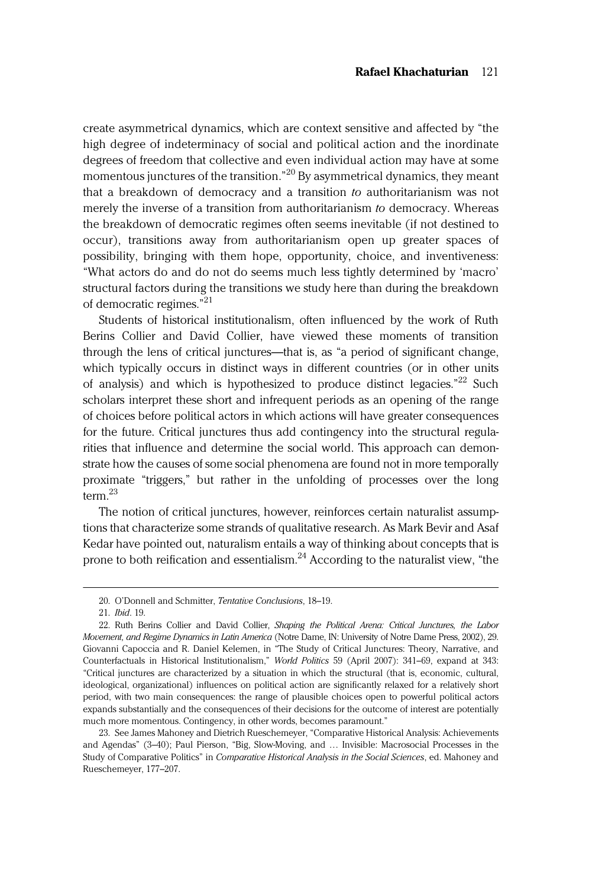create asymmetrical dynamics, which are context sensitive and affected by "the high degree of indeterminacy of social and political action and the inordinate degrees of freedom that collective and even individual action may have at some momentous junctures of the transition."[20] By asymmetrical dynamics, they meant that a breakdown of democracy and a transition *to* authoritarianism was not merely the inverse of a transition from authoritarianism *to* democracy. Whereas the breakdown of democratic regimes often seems inevitable (if not destined to occur), transitions away from authoritarianism open up greater spaces of possibility, bringing with them hope, opportunity, choice, and inventiveness: "What actors do and do not do seems much less tightly determined by 'macro' structural factors during the transitions we study here than during the breakdown of democratic regimes."[21]

Students of historical institutionalism, often influenced by the work of Ruth Berins Collier and David Collier, have viewed these moments of transition through the lens of critical junctures—that is, as "a period of significant change, which typically occurs in distinct ways in different countries (or in other units of analysis) and which is hypothesized to produce distinct legacies."[22] Such scholars interpret these short and infrequent periods as an opening of the range of choices before political actors in which actions will have greater consequences for the future. Critical junctures thus add contingency into the structural regularities that influence and determine the social world. This approach can demonstrate how the causes of some social phenomena are found not in more temporally proximate "triggers," but rather in the unfolding of processes over the long term.[23]

The notion of critical junctures, however, reinforces certain naturalist assumptions that characterize some strands of qualitative research. As Mark Bevir and Asaf Kedar have pointed out, naturalism entails a way of thinking about concepts that is prone to both reification and essentialism.[24] According to the naturalist view, "the

---

20. O'Donnell and Schmitter, *Tentative Conclusions*, 18–19.

21. *Ibid*. 19.

22. Ruth Berins Collier and David Collier, *Shaping the Political Arena: Critical Junctures, the Labor Movement, and Regime Dynamics in Latin America* (Notre Dame, IN: University of Notre Dame Press, 2002), 29. Giovanni Capoccia and R. Daniel Kelemen, in "The Study of Critical Junctures: Theory, Narrative, and Counterfactuals in Historical Institutionalism," *World Politics* 59 (April 2007): 341–69, expand at 343: "Critical junctures are characterized by a situation in which the structural (that is, economic, cultural, ideological, organizational) influences on political action are significantly relaxed for a relatively short period, with two main consequences: the range of plausible choices open to powerful political actors expands substantially and the consequences of their decisions for the outcome of interest are potentially much more momentous. Contingency, in other words, becomes paramount."

23. See James Mahoney and Dietrich Rueschemeyer, "Comparative Historical Analysis: Achievements and Agendas" (3–40); Paul Pierson, "Big, Slow-Moving, and … Invisible: Macrosocial Processes in the Study of Comparative Politics" in *Comparative Historical Analysis in the Social Sciences*, ed. Mahoney and Rueschemeyer, 177–207.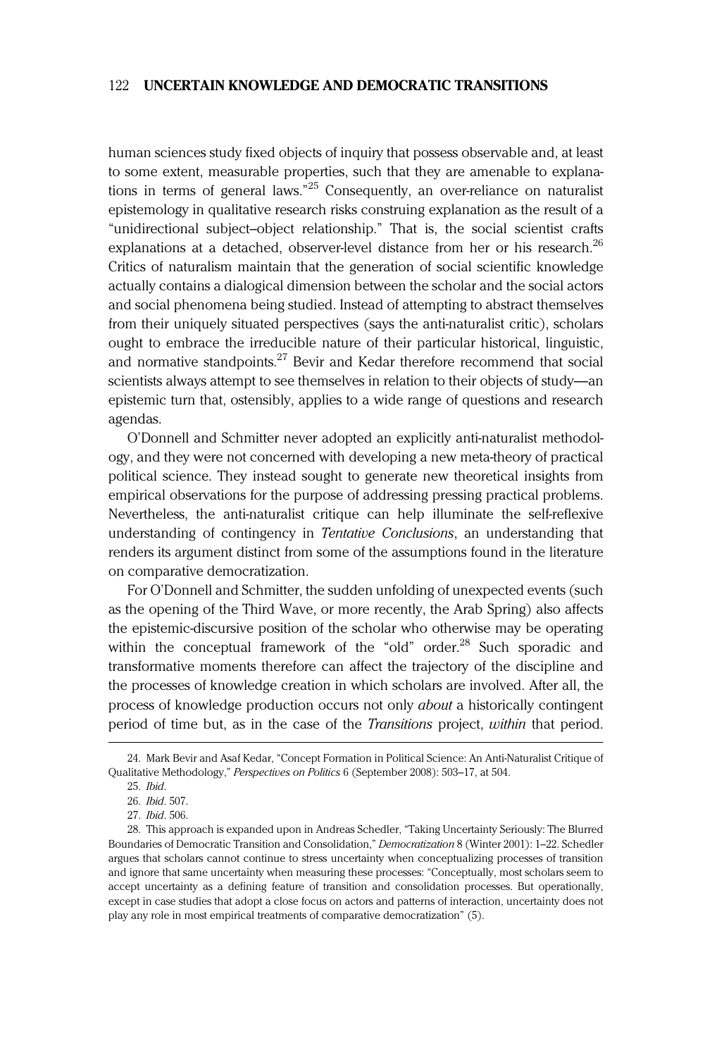human sciences study fixed objects of inquiry that possess observable and, at least to some extent, measurable properties, such that they are amenable to explanations in terms of general laws."[25] Consequently, an over-reliance on naturalist epistemology in qualitative research risks construing explanation as the result of a "unidirectional subject–object relationship." That is, the social scientist crafts explanations at a detached, observer-level distance from her or his research.[26] Critics of naturalism maintain that the generation of social scientific knowledge actually contains a dialogical dimension between the scholar and the social actors and social phenomena being studied. Instead of attempting to abstract themselves from their uniquely situated perspectives (says the anti-naturalist critic), scholars ought to embrace the irreducible nature of their particular historical, linguistic, and normative standpoints.[27] Bevir and Kedar therefore recommend that social scientists always attempt to see themselves in relation to their objects of study—an epistemic turn that, ostensibly, applies to a wide range of questions and research agendas.

O'Donnell and Schmitter never adopted an explicitly anti-naturalist methodology, and they were not concerned with developing a new meta-theory of practical political science. They instead sought to generate new theoretical insights from empirical observations for the purpose of addressing pressing practical problems. Nevertheless, the anti-naturalist critique can help illuminate the self-reflexive understanding of contingency in *Tentative Conclusions*, an understanding that renders its argument distinct from some of the assumptions found in the literature on comparative democratization.

For O'Donnell and Schmitter, the sudden unfolding of unexpected events (such as the opening of the Third Wave, or more recently, the Arab Spring) also affects the epistemic-discursive position of the scholar who otherwise may be operating within the conceptual framework of the "old" order.[28] Such sporadic and transformative moments therefore can affect the trajectory of the discipline and the processes of knowledge creation in which scholars are involved. After all, the process of knowledge production occurs not only *about* a historically contingent period of time but, as in the case of the *Transitions* project, *within* that period.

---

24. Mark Bevir and Asaf Kedar, "Concept Formation in Political Science: An Anti-Naturalist Critique of Qualitative Methodology," *Perspectives on Politics* 6 (September 2008): 503–17, at 504.

25. *Ibid*.

26. *Ibid*. 507.

27. *Ibid*. 506.

28. This approach is expanded upon in Andreas Schedler, "Taking Uncertainty Seriously: The Blurred Boundaries of Democratic Transition and Consolidation," *Democratization* 8 (Winter 2001): 1–22. Schedler argues that scholars cannot continue to stress uncertainty when conceptualizing processes of transition and ignore that same uncertainty when measuring these processes: "Conceptually, most scholars seem to accept uncertainty as a defining feature of transition and consolidation processes. But operationally, except in case studies that adopt a close focus on actors and patterns of interaction, uncertainty does not play any role in most empirical treatments of comparative democratization" (5).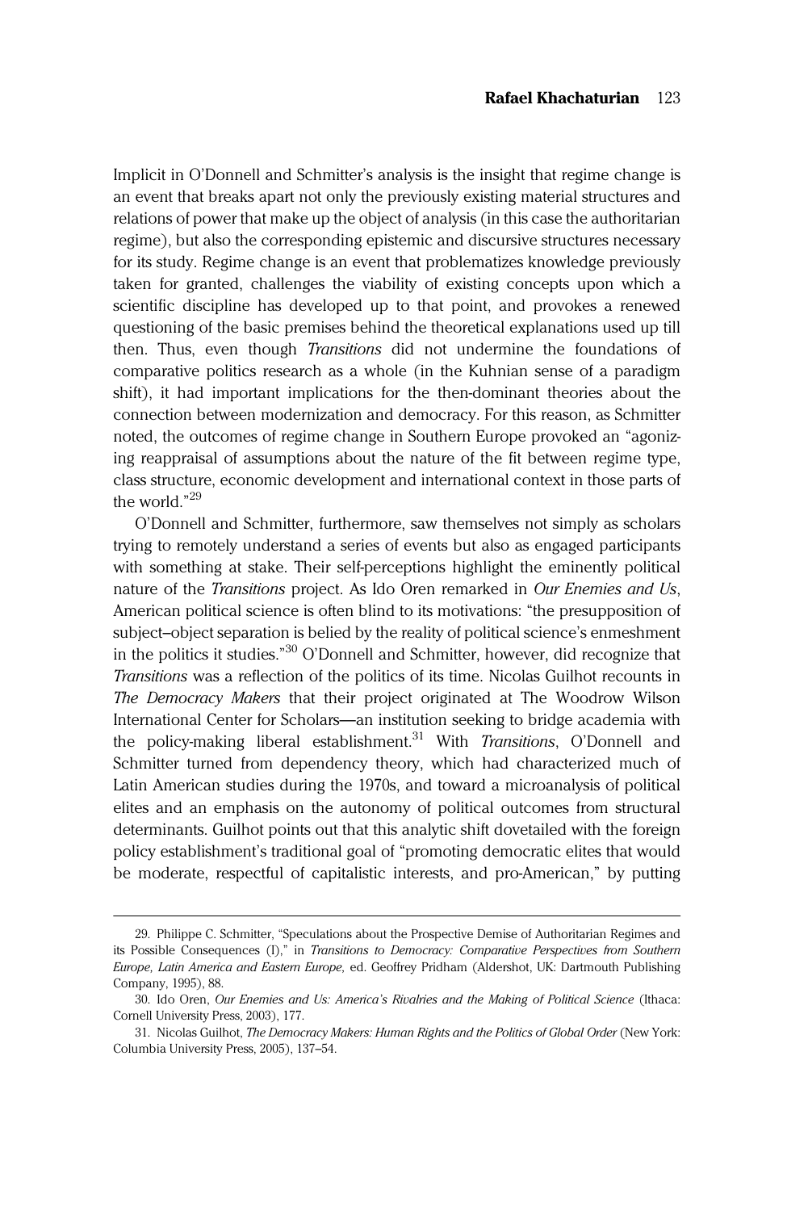Implicit in O'Donnell and Schmitter's analysis is the insight that regime change is an event that breaks apart not only the previously existing material structures and relations of power that make up the object of analysis (in this case the authoritarian regime), but also the corresponding epistemic and discursive structures necessary for its study. Regime change is an event that problematizes knowledge previously taken for granted, challenges the viability of existing concepts upon which a scientific discipline has developed up to that point, and provokes a renewed questioning of the basic premises behind the theoretical explanations used up till then. Thus, even though *Transitions* did not undermine the foundations of comparative politics research as a whole (in the Kuhnian sense of a paradigm shift), it had important implications for the then-dominant theories about the connection between modernization and democracy. For this reason, as Schmitter noted, the outcomes of regime change in Southern Europe provoked an "agonizing reappraisal of assumptions about the nature of the fit between regime type, class structure, economic development and international context in those parts of the world."[29]

O'Donnell and Schmitter, furthermore, saw themselves not simply as scholars trying to remotely understand a series of events but also as engaged participants with something at stake. Their self-perceptions highlight the eminently political nature of the *Transitions* project. As Ido Oren remarked in *Our Enemies and Us*, American political science is often blind to its motivations: "the presupposition of subject–object separation is belied by the reality of political science's enmeshment in the politics it studies."[30] O'Donnell and Schmitter, however, did recognize that *Transitions* was a reflection of the politics of its time. Nicolas Guilhot recounts in *The Democracy Makers* that their project originated at The Woodrow Wilson International Center for Scholars—an institution seeking to bridge academia with the policy-making liberal establishment.[31] With *Transitions*, O'Donnell and Schmitter turned from dependency theory, which had characterized much of Latin American studies during the 1970s, and toward a microanalysis of political elites and an emphasis on the autonomy of political outcomes from structural determinants. Guilhot points out that this analytic shift dovetailed with the foreign policy establishment's traditional goal of "promoting democratic elites that would be moderate, respectful of capitalistic interests, and pro-American," by putting

---

29. Philippe C. Schmitter, "Speculations about the Prospective Demise of Authoritarian Regimes and its Possible Consequences (I)," in *Transitions to Democracy: Comparative Perspectives from Southern Europe, Latin America and Eastern Europe*, ed. Geoffrey Pridham (Aldershot, UK: Dartmouth Publishing Company, 1995), 88.

30. Ido Oren, *Our Enemies and Us: America's Rivalries and the Making of Political Science* (Ithaca: Cornell University Press, 2003), 177.

31. Nicolas Guilhot, *The Democracy Makers: Human Rights and the Politics of Global Order* (New York: Columbia University Press, 2005), 137–54.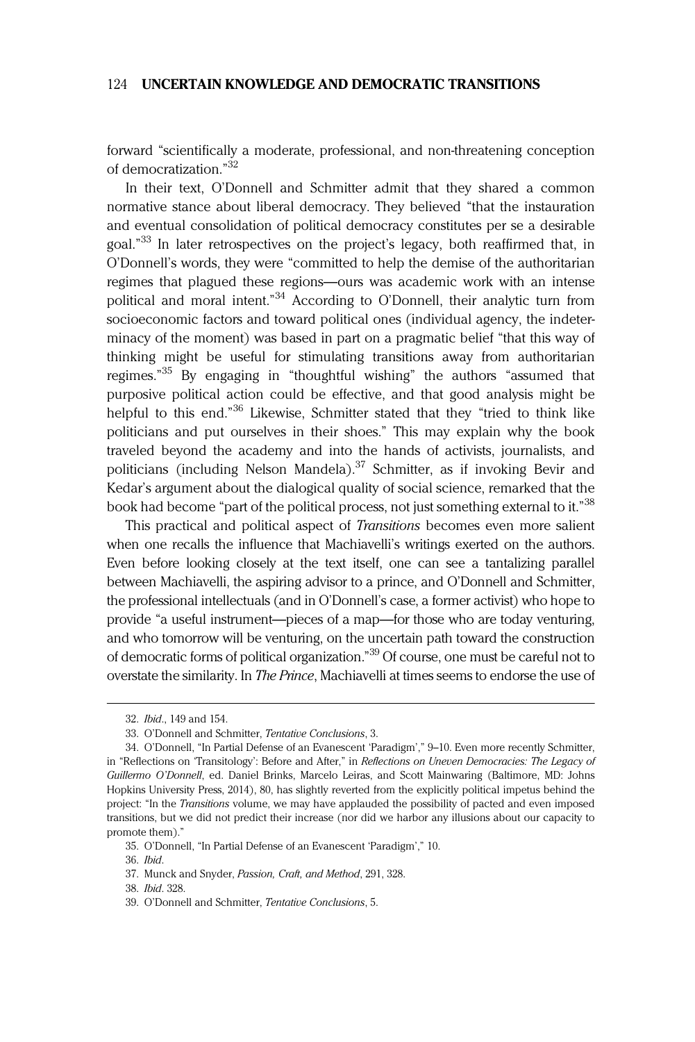forward "scientifically a moderate, professional, and non-threatening conception of democratization."[32]

In their text, O'Donnell and Schmitter admit that they shared a common normative stance about liberal democracy. They believed "that the instauration and eventual consolidation of political democracy constitutes per se a desirable goal."[33] In later retrospectives on the project's legacy, both reaffirmed that, in O'Donnell's words, they were "committed to help the demise of the authoritarian regimes that plagued these regions—ours was academic work with an intense political and moral intent."[34] According to O'Donnell, their analytic turn from socioeconomic factors and toward political ones (individual agency, the indeterminacy of the moment) was based in part on a pragmatic belief "that this way of thinking might be useful for stimulating transitions away from authoritarian regimes."[35] By engaging in "thoughtful wishing" the authors "assumed that purposive political action could be effective, and that good analysis might be helpful to this end."[36] Likewise, Schmitter stated that they "tried to think like politicians and put ourselves in their shoes." This may explain why the book traveled beyond the academy and into the hands of activists, journalists, and politicians (including Nelson Mandela).[37] Schmitter, as if invoking Bevir and Kedar's argument about the dialogical quality of social science, remarked that the book had become "part of the political process, not just something external to it."[38]

This practical and political aspect of *Transitions* becomes even more salient when one recalls the influence that Machiavelli's writings exerted on the authors. Even before looking closely at the text itself, one can see a tantalizing parallel between Machiavelli, the aspiring advisor to a prince, and O'Donnell and Schmitter, the professional intellectuals (and in O'Donnell's case, a former activist) who hope to provide "a useful instrument—pieces of a map—for those who are today venturing, and who tomorrow will be venturing, on the uncertain path toward the construction of democratic forms of political organization."[39] Of course, one must be careful not to overstate the similarity. In *The Prince*, Machiavelli at times seems to endorse the use of

---

32. *Ibid*., 149 and 154.

33. O'Donnell and Schmitter, *Tentative Conclusions*, 3.

34. O'Donnell, "In Partial Defense of an Evanescent 'Paradigm'," 9–10. Even more recently Schmitter, in "Reflections on 'Transitology': Before and After," in *Reflections on Uneven Democracies: The Legacy of Guillermo O'Donnell*, ed. Daniel Brinks, Marcelo Leiras, and Scott Mainwaring (Baltimore, MD: Johns Hopkins University Press, 2014), 80, has slightly reverted from the explicitly political impetus behind the project: "In the *Transitions* volume, we may have applauded the possibility of pacted and even imposed transitions, but we did not predict their increase (nor did we harbor any illusions about our capacity to promote them)."

35. O'Donnell, "In Partial Defense of an Evanescent 'Paradigm'," 10.

36. *Ibid*.

37. Munck and Snyder, *Passion, Craft, and Method*, 291, 328.

38. *Ibid*. 328.

39. O'Donnell and Schmitter, *Tentative Conclusions*, 5.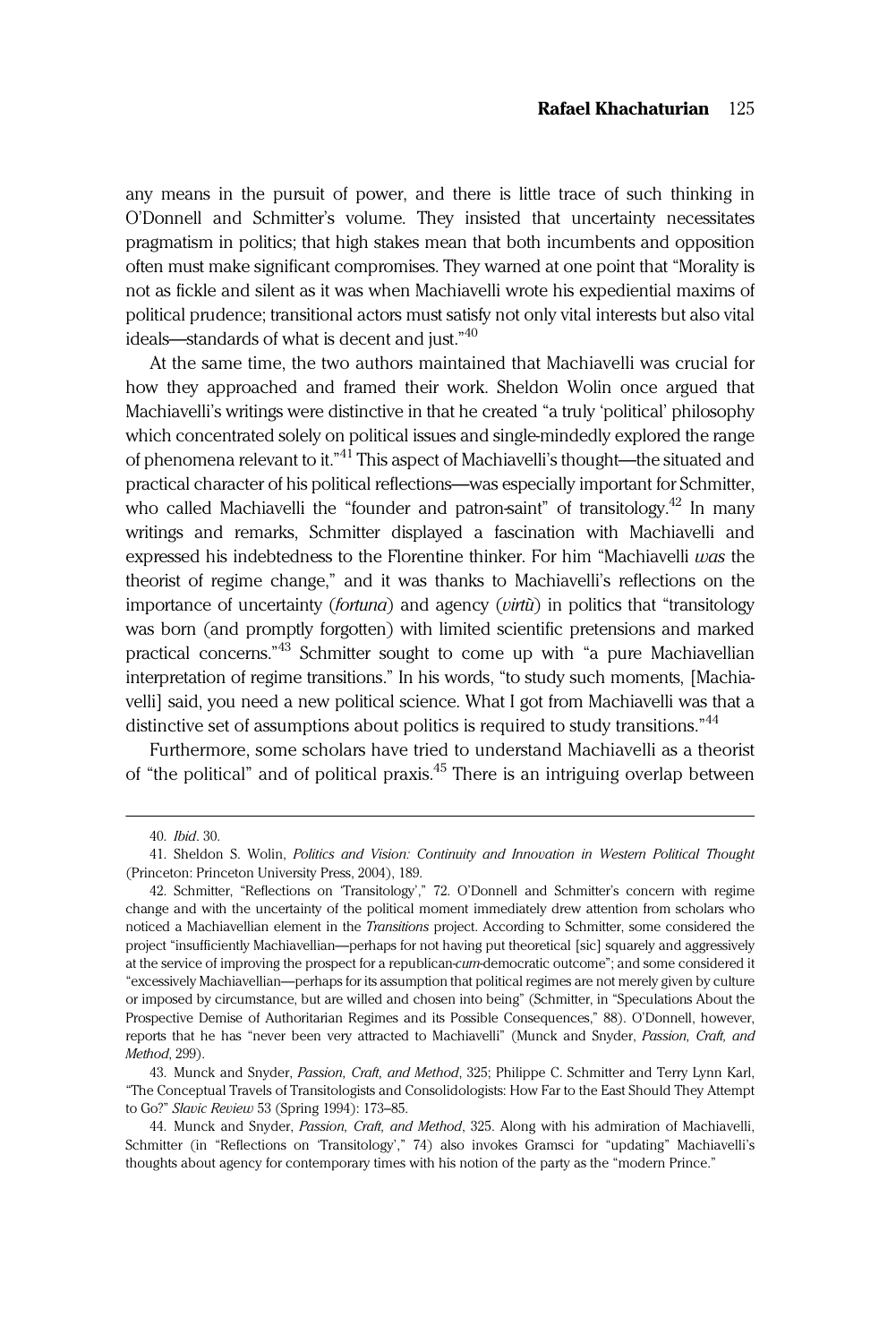any means in the pursuit of power, and there is little trace of such thinking in O'Donnell and Schmitter's volume. They insisted that uncertainty necessitates pragmatism in politics; that high stakes mean that both incumbents and opposition often must make significant compromises. They warned at one point that "Morality is not as fickle and silent as it was when Machiavelli wrote his expediential maxims of political prudence; transitional actors must satisfy not only vital interests but also vital ideals—standards of what is decent and just."[40]

At the same time, the two authors maintained that Machiavelli was crucial for how they approached and framed their work. Sheldon Wolin once argued that Machiavelli's writings were distinctive in that he created "a truly 'political' philosophy which concentrated solely on political issues and single-mindedly explored the range of phenomena relevant to it."[41] This aspect of Machiavelli's thought—the situated and practical character of his political reflections—was especially important for Schmitter, who called Machiavelli the "founder and patron-saint" of transitology.[42] In many writings and remarks, Schmitter displayed a fascination with Machiavelli and expressed his indebtedness to the Florentine thinker. For him "Machiavelli *was* the theorist of regime change," and it was thanks to Machiavelli's reflections on the importance of uncertainty (*fortuna*) and agency (*virtù*) in politics that "transitology was born (and promptly forgotten) with limited scientific pretensions and marked practical concerns."[43] Schmitter sought to come up with "a pure Machiavellian interpretation of regime transitions." In his words, "to study such moments, [Machiavelli] said, you need a new political science. What I got from Machiavelli was that a distinctive set of assumptions about politics is required to study transitions."[44]

Furthermore, some scholars have tried to understand Machiavelli as a theorist of "the political" and of political praxis.[45] There is an intriguing overlap between

---

40. *Ibid*. 30.

41. Sheldon S. Wolin, *Politics and Vision: Continuity and Innovation in Western Political Thought* (Princeton: Princeton University Press, 2004), 189.

42. Schmitter, "Reflections on 'Transitology'," 72. O'Donnell and Schmitter's concern with regime change and with the uncertainty of the political moment immediately drew attention from scholars who noticed a Machiavellian element in the *Transitions* project. According to Schmitter, some considered the project "insufficiently Machiavellian—perhaps for not having put theoretical [sic] squarely and aggressively at the service of improving the prospect for a republican-*cum*-democratic outcome"; and some considered it "excessively Machiavellian—perhaps for its assumption that political regimes are not merely given by culture or imposed by circumstance, but are willed and chosen into being" (Schmitter, in "Speculations About the Prospective Demise of Authoritarian Regimes and its Possible Consequences," 88). O'Donnell, however, reports that he has "never been very attracted to Machiavelli" (Munck and Snyder, *Passion, Craft, and Method*, 299).

43. Munck and Snyder, *Passion, Craft, and Method*, 325; Philippe C. Schmitter and Terry Lynn Karl, "The Conceptual Travels of Transitologists and Consolidologists: How Far to the East Should They Attempt to Go?" *Slavic Review* 53 (Spring 1994): 173–85.

44. Munck and Snyder, *Passion, Craft, and Method*, 325. Along with his admiration of Machiavelli, Schmitter (in "Reflections on 'Transitology'," 74) also invokes Gramsci for "updating" Machiavelli's thoughts about agency for contemporary times with his notion of the party as the "modern Prince."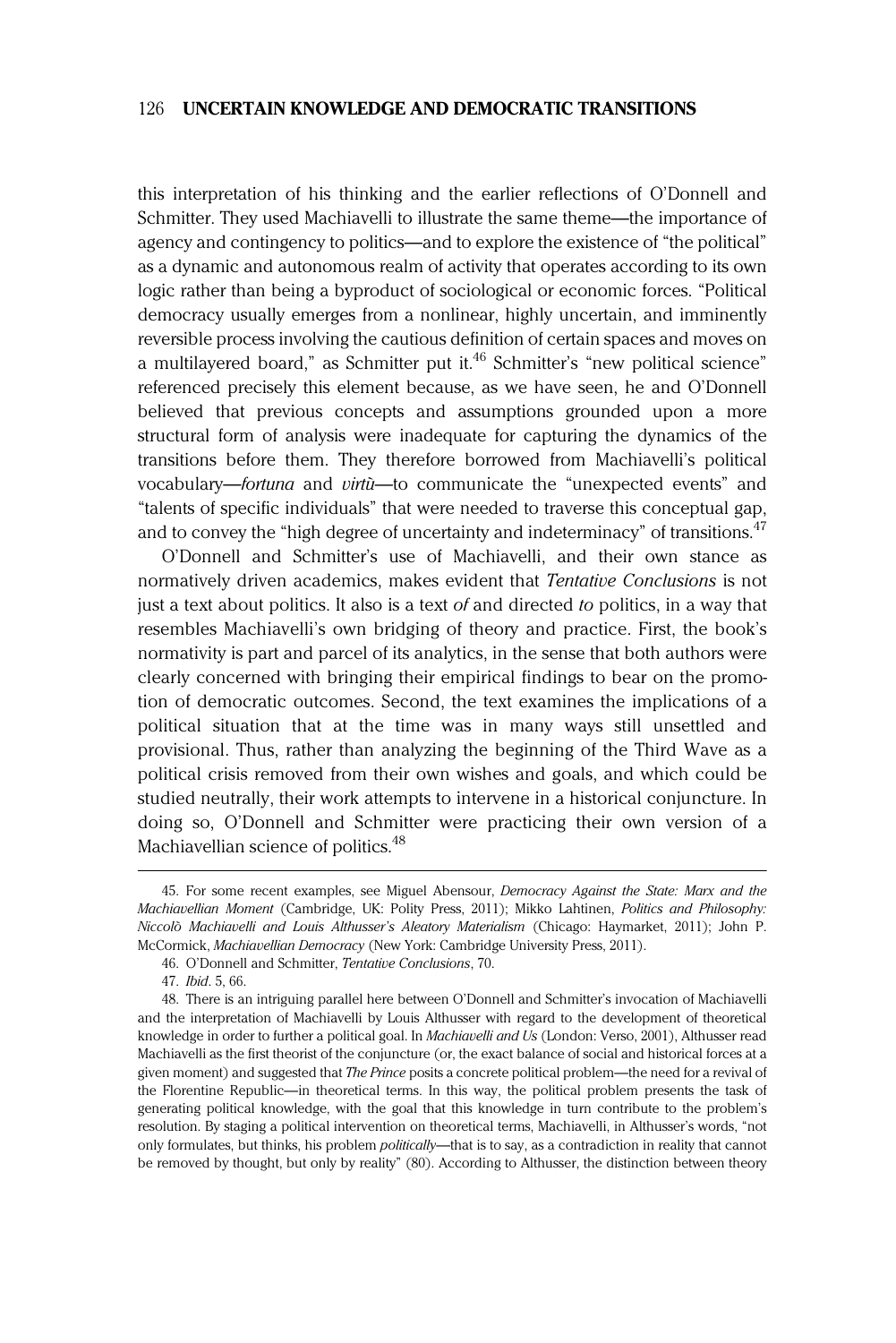this interpretation of his thinking and the earlier reflections of O'Donnell and Schmitter. They used Machiavelli to illustrate the same theme—the importance of agency and contingency to politics—and to explore the existence of "the political" as a dynamic and autonomous realm of activity that operates according to its own logic rather than being a byproduct of sociological or economic forces. "Political democracy usually emerges from a nonlinear, highly uncertain, and imminently reversible process involving the cautious definition of certain spaces and moves on a multilayered board," as Schmitter put it.[46] Schmitter's "new political science" referenced precisely this element because, as we have seen, he and O'Donnell believed that previous concepts and assumptions grounded upon a more structural form of analysis were inadequate for capturing the dynamics of the transitions before them. They therefore borrowed from Machiavelli's political vocabulary—*fortuna* and *virtù*—to communicate the "unexpected events" and "talents of specific individuals" that were needed to traverse this conceptual gap, and to convey the "high degree of uncertainty and indeterminacy" of transitions.[47]

O'Donnell and Schmitter's use of Machiavelli, and their own stance as normatively driven academics, makes evident that *Tentative Conclusions* is not just a text about politics. It also is a text *of* and directed *to* politics, in a way that resembles Machiavelli's own bridging of theory and practice. First, the book's normativity is part and parcel of its analytics, in the sense that both authors were clearly concerned with bringing their empirical findings to bear on the promotion of democratic outcomes. Second, the text examines the implications of a political situation that at the time was in many ways still unsettled and provisional. Thus, rather than analyzing the beginning of the Third Wave as a political crisis removed from their own wishes and goals, and which could be studied neutrally, their work attempts to intervene in a historical conjuncture. In doing so, O'Donnell and Schmitter were practicing their own version of a Machiavellian science of politics.[48]

---

45. For some recent examples, see Miguel Abensour, *Democracy Against the State: Marx and the Machiavellian Moment* (Cambridge, UK: Polity Press, 2011); Mikko Lahtinen, *Politics and Philosophy: Niccolò Machiavelli and Louis Althusser's Aleatory Materialism* (Chicago: Haymarket, 2011); John P. McCormick, *Machiavellian Democracy* (New York: Cambridge University Press, 2011).

46. O'Donnell and Schmitter, *Tentative Conclusions*, 70.

47. *Ibid*. 5, 66.

48. There is an intriguing parallel here between O'Donnell and Schmitter's invocation of Machiavelli and the interpretation of Machiavelli by Louis Althusser with regard to the development of theoretical knowledge in order to further a political goal. In *Machiavelli and Us* (London: Verso, 2001), Althusser read Machiavelli as the first theorist of the conjuncture (or, the exact balance of social and historical forces at a given moment) and suggested that *The Prince* posits a concrete political problem—the need for a revival of the Florentine Republic—in theoretical terms. In this way, the political problem presents the task of generating political knowledge, with the goal that this knowledge in turn contribute to the problem's resolution. By staging a political intervention on theoretical terms, Machiavelli, in Althusser's words, "not only formulates, but thinks, his problem *politically*—that is to say, as a contradiction in reality that cannot be removed by thought, but only by reality" (80). According to Althusser, the distinction between theory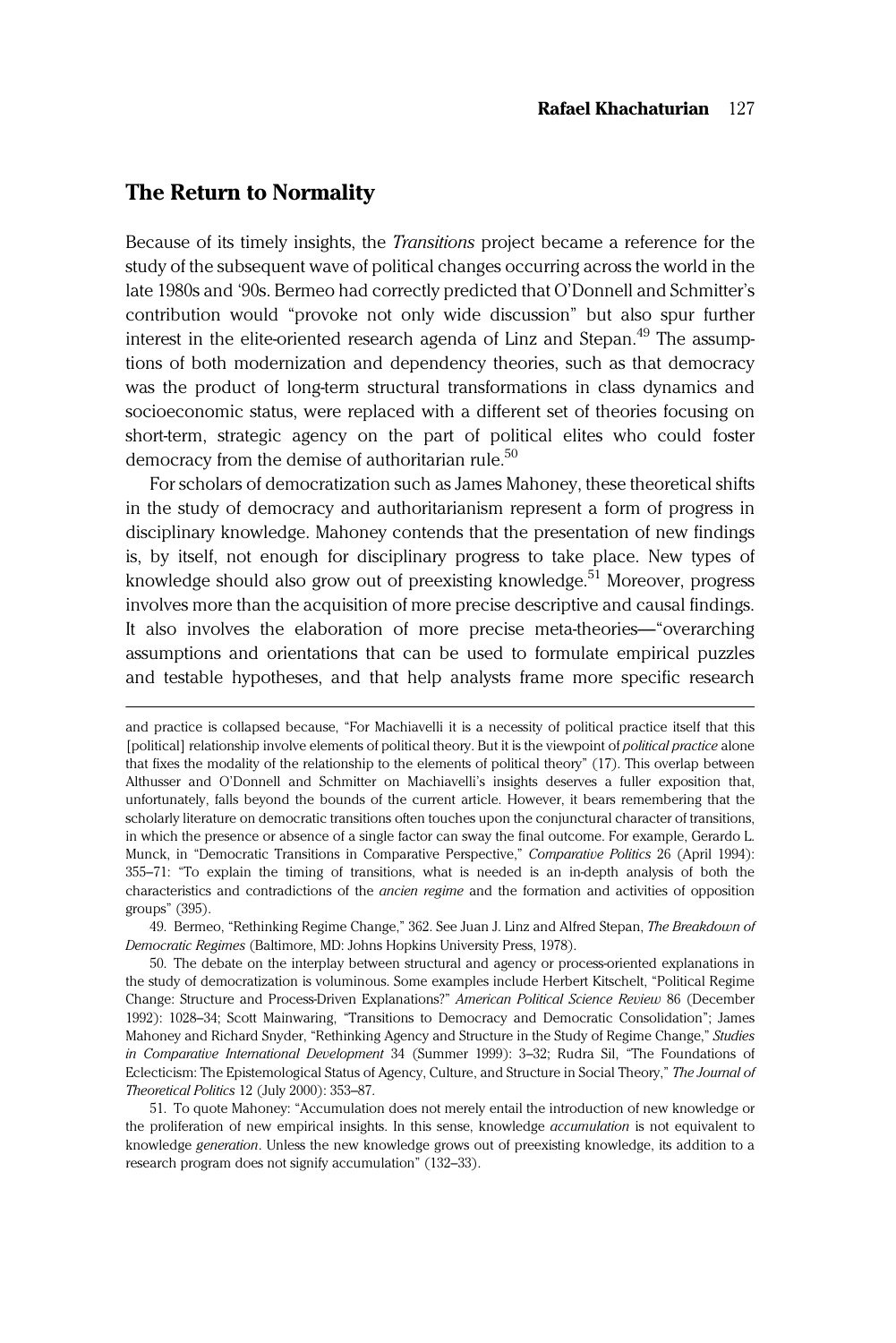## The Return to Normality

Because of its timely insights, the *Transitions* project became a reference for the study of the subsequent wave of political changes occurring across the world in the late 1980s and '90s. Bermeo had correctly predicted that O'Donnell and Schmitter's contribution would "provoke not only wide discussion" but also spur further interest in the elite-oriented research agenda of Linz and Stepan.[49] The assumptions of both modernization and dependency theories, such as that democracy was the product of long-term structural transformations in class dynamics and socioeconomic status, were replaced with a different set of theories focusing on short-term, strategic agency on the part of political elites who could foster democracy from the demise of authoritarian rule.[50]

For scholars of democratization such as James Mahoney, these theoretical shifts in the study of democracy and authoritarianism represent a form of progress in disciplinary knowledge. Mahoney contends that the presentation of new findings is, by itself, not enough for disciplinary progress to take place. New types of knowledge should also grow out of preexisting knowledge.[51] Moreover, progress involves more than the acquisition of more precise descriptive and causal findings. It also involves the elaboration of more precise meta-theories—"overarching assumptions and orientations that can be used to formulate empirical puzzles and testable hypotheses, and that help analysts frame more specific research

---

and practice is collapsed because, "For Machiavelli it is a necessity of political practice itself that this [political] relationship involve elements of political theory. But it is the viewpoint of *political practice* alone that fixes the modality of the relationship to the elements of political theory" (17). This overlap between Althusser and O'Donnell and Schmitter on Machiavelli's insights deserves a fuller exposition that, unfortunately, falls beyond the bounds of the current article. However, it bears remembering that the scholarly literature on democratic transitions often touches upon the conjunctural character of transitions, in which the presence or absence of a single factor can sway the final outcome. For example, Gerardo L. Munck, in "Democratic Transitions in Comparative Perspective," *Comparative Politics* 26 (April 1994): 355–71: "To explain the timing of transitions, what is needed is an in-depth analysis of both the characteristics and contradictions of the *ancien regime* and the formation and activities of opposition groups" (395).

49. Bermeo, "Rethinking Regime Change," 362. See Juan J. Linz and Alfred Stepan, *The Breakdown of Democratic Regimes* (Baltimore, MD: Johns Hopkins University Press, 1978).

50. The debate on the interplay between structural and agency or process-oriented explanations in the study of democratization is voluminous. Some examples include Herbert Kitschelt, "Political Regime Change: Structure and Process-Driven Explanations?" *American Political Science Review* 86 (December 1992): 1028–34; Scott Mainwaring, "Transitions to Democracy and Democratic Consolidation"; James Mahoney and Richard Snyder, "Rethinking Agency and Structure in the Study of Regime Change," *Studies in Comparative International Development* 34 (Summer 1999): 3–32; Rudra Sil, "The Foundations of Eclecticism: The Epistemological Status of Agency, Culture, and Structure in Social Theory," *The Journal of Theoretical Politics* 12 (July 2000): 353–87.

51. To quote Mahoney: "Accumulation does not merely entail the introduction of new knowledge or the proliferation of new empirical insights. In this sense, knowledge *accumulation* is not equivalent to knowledge *generation*. Unless the new knowledge grows out of preexisting knowledge, its addition to a research program does not signify accumulation" (132–33).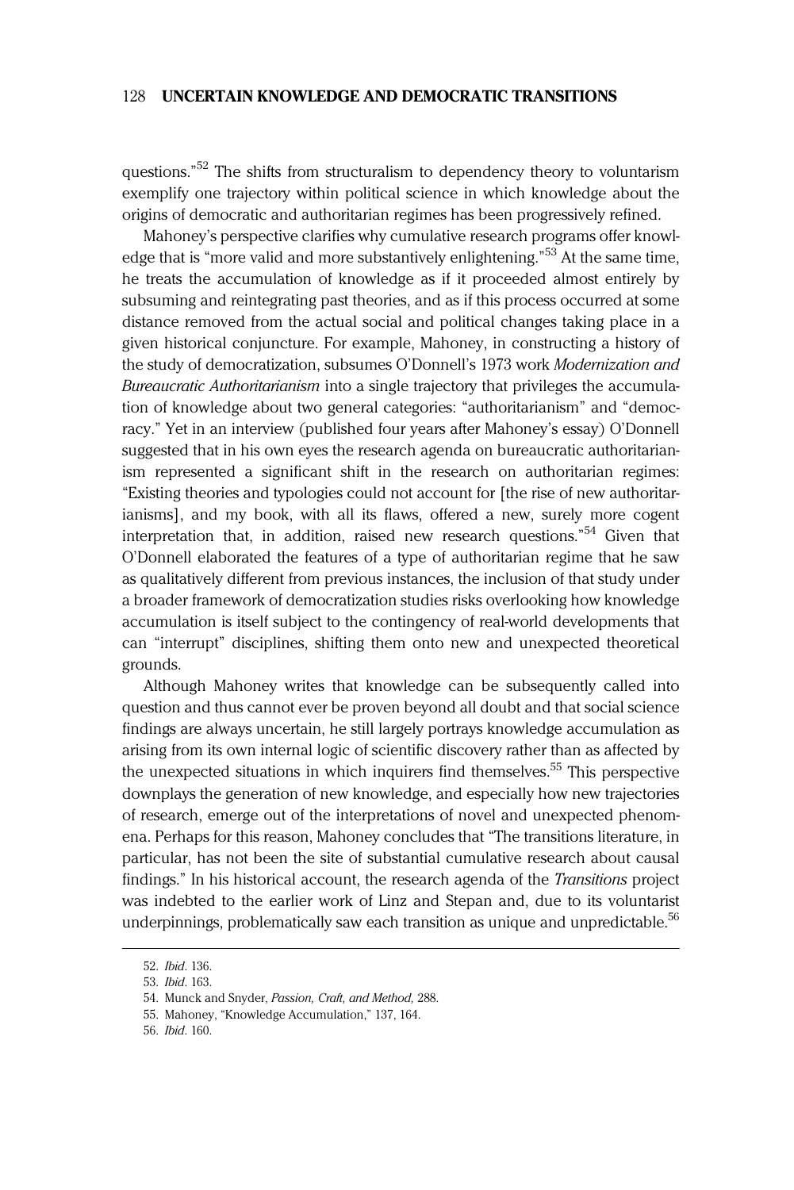questions."[52] The shifts from structuralism to dependency theory to voluntarism exemplify one trajectory within political science in which knowledge about the origins of democratic and authoritarian regimes has been progressively refined.

Mahoney's perspective clarifies why cumulative research programs offer knowledge that is "more valid and more substantively enlightening."[53] At the same time, he treats the accumulation of knowledge as if it proceeded almost entirely by subsuming and reintegrating past theories, and as if this process occurred at some distance removed from the actual social and political changes taking place in a given historical conjuncture. For example, Mahoney, in constructing a history of the study of democratization, subsumes O'Donnell's 1973 work *Modernization and Bureaucratic Authoritarianism* into a single trajectory that privileges the accumulation of knowledge about two general categories: "authoritarianism" and "democracy." Yet in an interview (published four years after Mahoney's essay) O'Donnell suggested that in his own eyes the research agenda on bureaucratic authoritarianism represented a significant shift in the research on authoritarian regimes: "Existing theories and typologies could not account for [the rise of new authoritarianisms], and my book, with all its flaws, offered a new, surely more cogent interpretation that, in addition, raised new research questions."[54] Given that O'Donnell elaborated the features of a type of authoritarian regime that he saw as qualitatively different from previous instances, the inclusion of that study under a broader framework of democratization studies risks overlooking how knowledge accumulation is itself subject to the contingency of real-world developments that can "interrupt" disciplines, shifting them onto new and unexpected theoretical grounds.

Although Mahoney writes that knowledge can be subsequently called into question and thus cannot ever be proven beyond all doubt and that social science findings are always uncertain, he still largely portrays knowledge accumulation as arising from its own internal logic of scientific discovery rather than as affected by the unexpected situations in which inquirers find themselves.[55] This perspective downplays the generation of new knowledge, and especially how new trajectories of research, emerge out of the interpretations of novel and unexpected phenomena. Perhaps for this reason, Mahoney concludes that "The transitions literature, in particular, has not been the site of substantial cumulative research about causal findings." In his historical account, the research agenda of the *Transitions* project was indebted to the earlier work of Linz and Stepan and, due to its voluntarist underpinnings, problematically saw each transition as unique and unpredictable.[56]

52. *Ibid*. 136.
53. *Ibid*. 163.
54. Munck and Snyder, *Passion, Craft, and Method*, 288.
55. Mahoney, "Knowledge Accumulation," 137, 164.
56. *Ibid*. 160.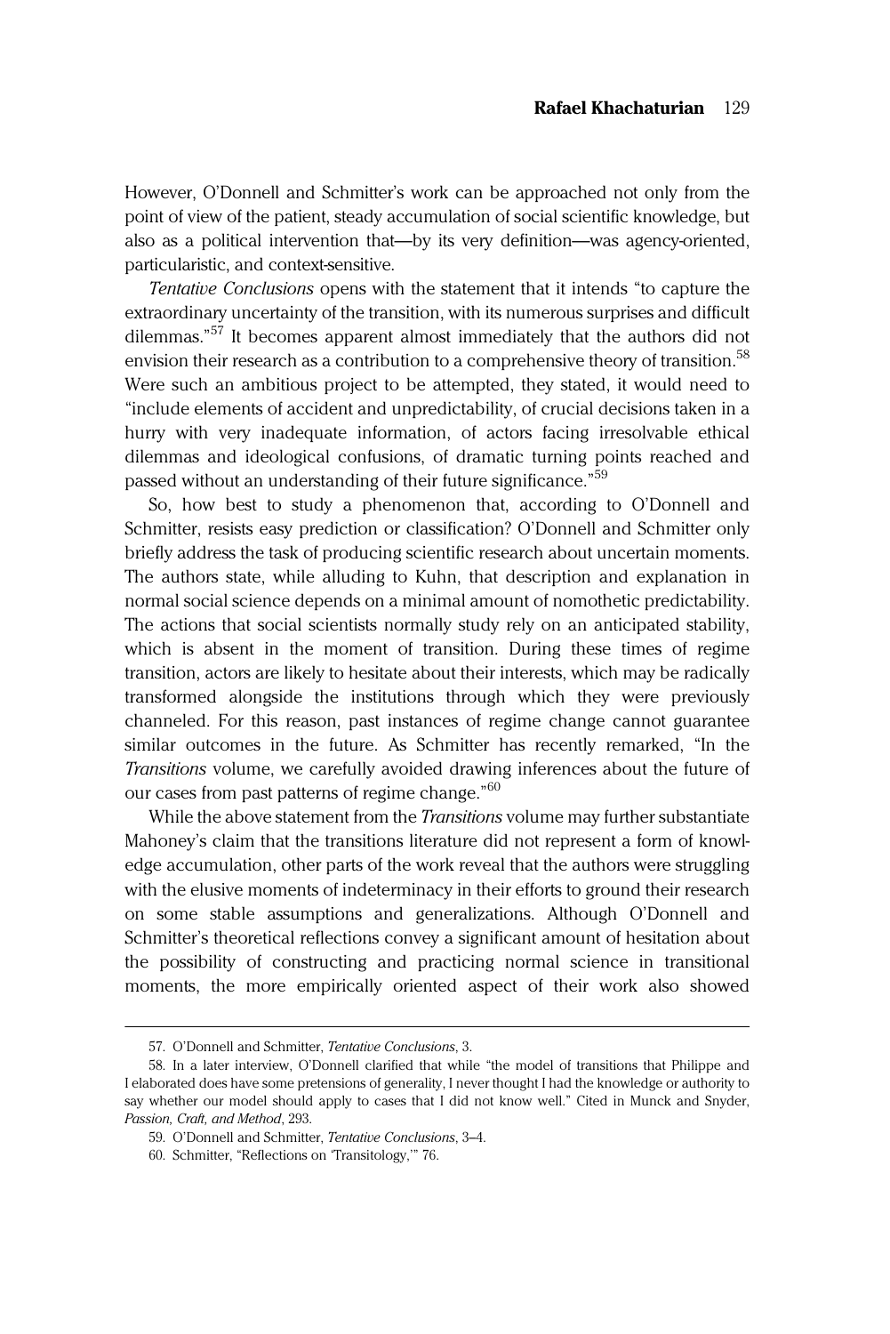However, O'Donnell and Schmitter's work can be approached not only from the point of view of the patient, steady accumulation of social scientific knowledge, but also as a political intervention that—by its very definition—was agency-oriented, particularistic, and context-sensitive.

*Tentative Conclusions* opens with the statement that it intends "to capture the extraordinary uncertainty of the transition, with its numerous surprises and difficult dilemmas."[57] It becomes apparent almost immediately that the authors did not envision their research as a contribution to a comprehensive theory of transition.[58] Were such an ambitious project to be attempted, they stated, it would need to "include elements of accident and unpredictability, of crucial decisions taken in a hurry with very inadequate information, of actors facing irresolvable ethical dilemmas and ideological confusions, of dramatic turning points reached and passed without an understanding of their future significance."[59]

So, how best to study a phenomenon that, according to O'Donnell and Schmitter, resists easy prediction or classification? O'Donnell and Schmitter only briefly address the task of producing scientific research about uncertain moments. The authors state, while alluding to Kuhn, that description and explanation in normal social science depends on a minimal amount of nomothetic predictability. The actions that social scientists normally study rely on an anticipated stability, which is absent in the moment of transition. During these times of regime transition, actors are likely to hesitate about their interests, which may be radically transformed alongside the institutions through which they were previously channeled. For this reason, past instances of regime change cannot guarantee similar outcomes in the future. As Schmitter has recently remarked, "In the *Transitions* volume, we carefully avoided drawing inferences about the future of our cases from past patterns of regime change."[60]

While the above statement from the *Transitions* volume may further substantiate Mahoney's claim that the transitions literature did not represent a form of knowledge accumulation, other parts of the work reveal that the authors were struggling with the elusive moments of indeterminacy in their efforts to ground their research on some stable assumptions and generalizations. Although O'Donnell and Schmitter's theoretical reflections convey a significant amount of hesitation about the possibility of constructing and practicing normal science in transitional moments, the more empirically oriented aspect of their work also showed

---

57. O'Donnell and Schmitter, *Tentative Conclusions*, 3.

58. In a later interview, O'Donnell clarified that while "the model of transitions that Philippe and I elaborated does have some pretensions of generality, I never thought I had the knowledge or authority to say whether our model should apply to cases that I did not know well." Cited in Munck and Snyder, *Passion, Craft, and Method*, 293.

59. O'Donnell and Schmitter, *Tentative Conclusions*, 3–4.

60. Schmitter, "Reflections on 'Transitology,'" 76.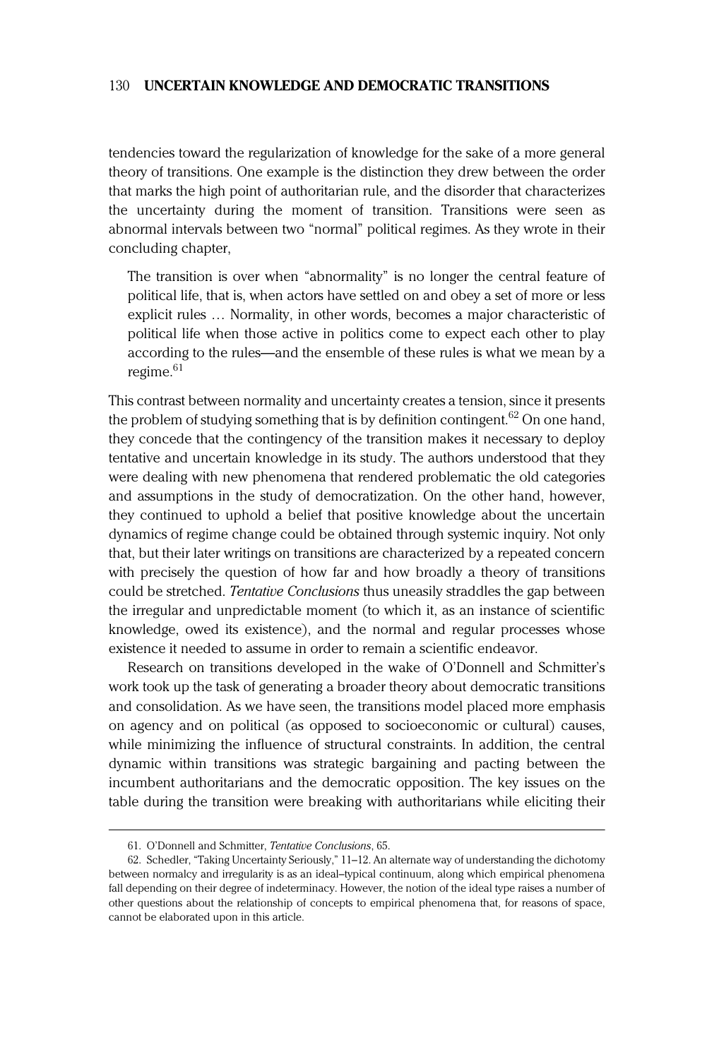tendencies toward the regularization of knowledge for the sake of a more general theory of transitions. One example is the distinction they drew between the order that marks the high point of authoritarian rule, and the disorder that characterizes the uncertainty during the moment of transition. Transitions were seen as abnormal intervals between two "normal" political regimes. As they wrote in their concluding chapter,

> The transition is over when "abnormality" is no longer the central feature of political life, that is, when actors have settled on and obey a set of more or less explicit rules … Normality, in other words, becomes a major characteristic of political life when those active in politics come to expect each other to play according to the rules—and the ensemble of these rules is what we mean by a regime.[61]

This contrast between normality and uncertainty creates a tension, since it presents the problem of studying something that is by definition contingent.[62] On one hand, they concede that the contingency of the transition makes it necessary to deploy tentative and uncertain knowledge in its study. The authors understood that they were dealing with new phenomena that rendered problematic the old categories and assumptions in the study of democratization. On the other hand, however, they continued to uphold a belief that positive knowledge about the uncertain dynamics of regime change could be obtained through systemic inquiry. Not only that, but their later writings on transitions are characterized by a repeated concern with precisely the question of how far and how broadly a theory of transitions could be stretched. *Tentative Conclusions* thus uneasily straddles the gap between the irregular and unpredictable moment (to which it, as an instance of scientific knowledge, owed its existence), and the normal and regular processes whose existence it needed to assume in order to remain a scientific endeavor.

Research on transitions developed in the wake of O'Donnell and Schmitter's work took up the task of generating a broader theory about democratic transitions and consolidation. As we have seen, the transitions model placed more emphasis on agency and on political (as opposed to socioeconomic or cultural) causes, while minimizing the influence of structural constraints. In addition, the central dynamic within transitions was strategic bargaining and pacting between the incumbent authoritarians and the democratic opposition. The key issues on the table during the transition were breaking with authoritarians while eliciting their

---

61. O'Donnell and Schmitter, *Tentative Conclusions*, 65.

62. Schedler, "Taking Uncertainty Seriously," 11–12. An alternate way of understanding the dichotomy between normalcy and irregularity is as an ideal–typical continuum, along which empirical phenomena fall depending on their degree of indeterminacy. However, the notion of the ideal type raises a number of other questions about the relationship of concepts to empirical phenomena that, for reasons of space, cannot be elaborated upon in this article.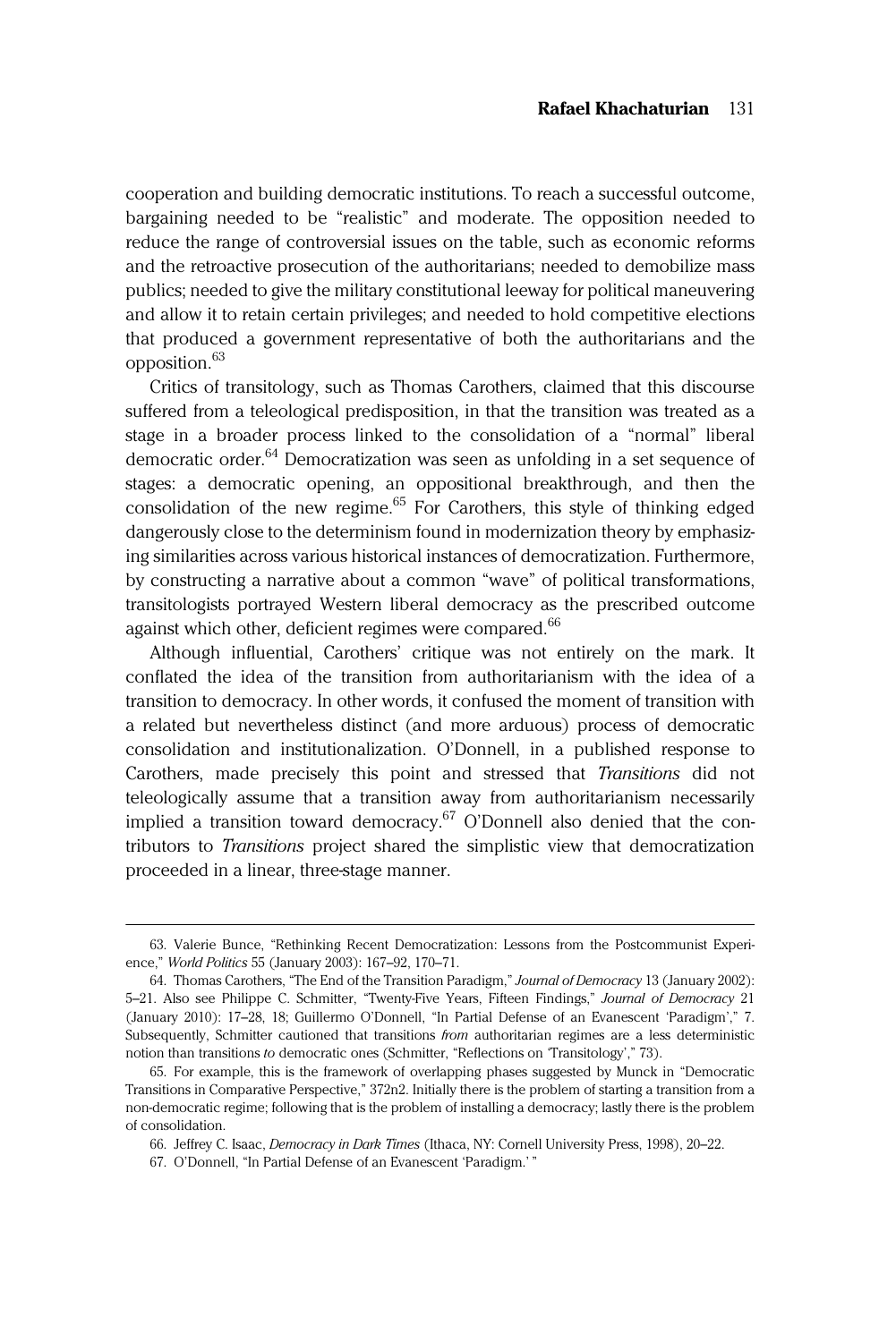cooperation and building democratic institutions. To reach a successful outcome, bargaining needed to be "realistic" and moderate. The opposition needed to reduce the range of controversial issues on the table, such as economic reforms and the retroactive prosecution of the authoritarians; needed to demobilize mass publics; needed to give the military constitutional leeway for political maneuvering and allow it to retain certain privileges; and needed to hold competitive elections that produced a government representative of both the authoritarians and the opposition.[63]

Critics of transitology, such as Thomas Carothers, claimed that this discourse suffered from a teleological predisposition, in that the transition was treated as a stage in a broader process linked to the consolidation of a "normal" liberal democratic order.[64] Democratization was seen as unfolding in a set sequence of stages: a democratic opening, an oppositional breakthrough, and then the consolidation of the new regime.[65] For Carothers, this style of thinking edged dangerously close to the determinism found in modernization theory by emphasizing similarities across various historical instances of democratization. Furthermore, by constructing a narrative about a common "wave" of political transformations, transitologists portrayed Western liberal democracy as the prescribed outcome against which other, deficient regimes were compared.[66]

Although influential, Carothers' critique was not entirely on the mark. It conflated the idea of the transition from authoritarianism with the idea of a transition to democracy. In other words, it confused the moment of transition with a related but nevertheless distinct (and more arduous) process of democratic consolidation and institutionalization. O'Donnell, in a published response to Carothers, made precisely this point and stressed that *Transitions* did not teleologically assume that a transition away from authoritarianism necessarily implied a transition toward democracy.[67] O'Donnell also denied that the contributors to *Transitions* project shared the simplistic view that democratization proceeded in a linear, three-stage manner.

---

63. Valerie Bunce, "Rethinking Recent Democratization: Lessons from the Postcommunist Experience," *World Politics* 55 (January 2003): 167–92, 170–71.

64. Thomas Carothers, "The End of the Transition Paradigm," *Journal of Democracy* 13 (January 2002): 5–21. Also see Philippe C. Schmitter, "Twenty-Five Years, Fifteen Findings," *Journal of Democracy* 21 (January 2010): 17–28, 18; Guillermo O'Donnell, "In Partial Defense of an Evanescent 'Paradigm'," 7. Subsequently, Schmitter cautioned that transitions *from* authoritarian regimes are a less deterministic notion than transitions *to* democratic ones (Schmitter, "Reflections on 'Transitology'," 73).

65. For example, this is the framework of overlapping phases suggested by Munck in "Democratic Transitions in Comparative Perspective," 372n2. Initially there is the problem of starting a transition from a non-democratic regime; following that is the problem of installing a democracy; lastly there is the problem of consolidation.

66. Jeffrey C. Isaac, *Democracy in Dark Times* (Ithaca, NY: Cornell University Press, 1998), 20–22.

67. O'Donnell, "In Partial Defense of an Evanescent 'Paradigm.' "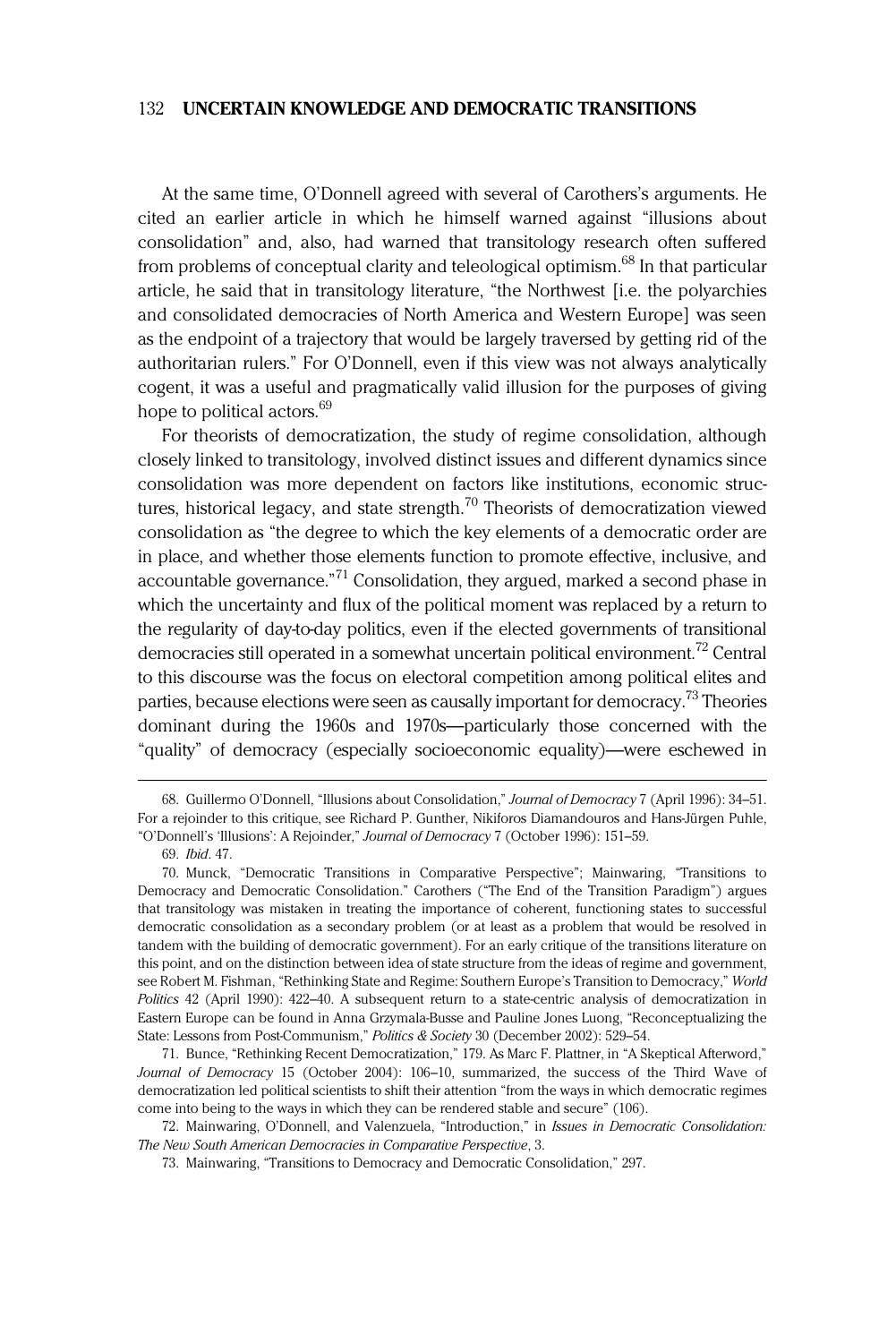At the same time, O'Donnell agreed with several of Carothers's arguments. He cited an earlier article in which he himself warned against "illusions about consolidation" and, also, had warned that transitology research often suffered from problems of conceptual clarity and teleological optimism.[68] In that particular article, he said that in transitology literature, "the Northwest [i.e. the polyarchies and consolidated democracies of North America and Western Europe] was seen as the endpoint of a trajectory that would be largely traversed by getting rid of the authoritarian rulers." For O'Donnell, even if this view was not always analytically cogent, it was a useful and pragmatically valid illusion for the purposes of giving hope to political actors.[69]

For theorists of democratization, the study of regime consolidation, although closely linked to transitology, involved distinct issues and different dynamics since consolidation was more dependent on factors like institutions, economic structures, historical legacy, and state strength.[70] Theorists of democratization viewed consolidation as "the degree to which the key elements of a democratic order are in place, and whether those elements function to promote effective, inclusive, and accountable governance."[71] Consolidation, they argued, marked a second phase in which the uncertainty and flux of the political moment was replaced by a return to the regularity of day-to-day politics, even if the elected governments of transitional democracies still operated in a somewhat uncertain political environment.[72] Central to this discourse was the focus on electoral competition among political elites and parties, because elections were seen as causally important for democracy.[73] Theories dominant during the 1960s and 1970s—particularly those concerned with the "quality" of democracy (especially socioeconomic equality)—were eschewed in

---

68. Guillermo O'Donnell, "Illusions about Consolidation," *Journal of Democracy* 7 (April 1996): 34–51. For a rejoinder to this critique, see Richard P. Gunther, Nikiforos Diamandouros and Hans-Jürgen Puhle, "O'Donnell's 'Illusions': A Rejoinder," *Journal of Democracy* 7 (October 1996): 151–59.

69. *Ibid*. 47.

70. Munck, "Democratic Transitions in Comparative Perspective"; Mainwaring, "Transitions to Democracy and Democratic Consolidation." Carothers ("The End of the Transition Paradigm") argues that transitology was mistaken in treating the importance of coherent, functioning states to successful democratic consolidation as a secondary problem (or at least as a problem that would be resolved in tandem with the building of democratic government). For an early critique of the transitions literature on this point, and on the distinction between idea of state structure from the ideas of regime and government, see Robert M. Fishman, "Rethinking State and Regime: Southern Europe's Transition to Democracy," *World Politics* 42 (April 1990): 422–40. A subsequent return to a state-centric analysis of democratization in Eastern Europe can be found in Anna Grzymala-Busse and Pauline Jones Luong, "Reconceptualizing the State: Lessons from Post-Communism," *Politics & Society* 30 (December 2002): 529–54.

71. Bunce, "Rethinking Recent Democratization," 179. As Marc F. Plattner, in "A Skeptical Afterword," *Journal of Democracy* 15 (October 2004): 106–10, summarized, the success of the Third Wave of democratization led political scientists to shift their attention "from the ways in which democratic regimes come into being to the ways in which they can be rendered stable and secure" (106).

72. Mainwaring, O'Donnell, and Valenzuela, "Introduction," in *Issues in Democratic Consolidation: The New South American Democracies in Comparative Perspective*, 3.

73. Mainwaring, "Transitions to Democracy and Democratic Consolidation," 297.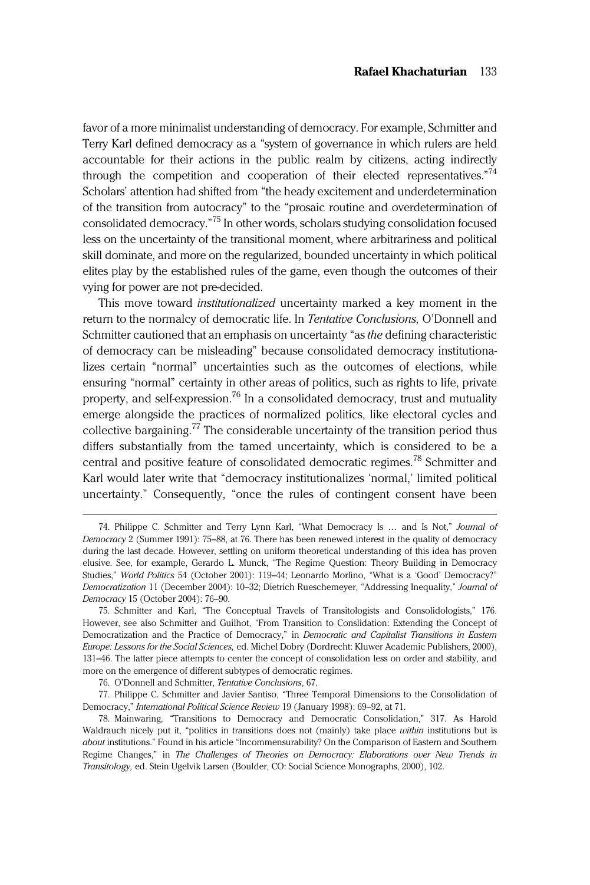favor of a more minimalist understanding of democracy. For example, Schmitter and Terry Karl defined democracy as a "system of governance in which rulers are held accountable for their actions in the public realm by citizens, acting indirectly through the competition and cooperation of their elected representatives."[74] Scholars' attention had shifted from "the heady excitement and underdetermination of the transition from autocracy" to the "prosaic routine and overdetermination of consolidated democracy."[75] In other words, scholars studying consolidation focused less on the uncertainty of the transitional moment, where arbitrariness and political skill dominate, and more on the regularized, bounded uncertainty in which political elites play by the established rules of the game, even though the outcomes of their vying for power are not pre-decided.

This move toward *institutionalized* uncertainty marked a key moment in the return to the normalcy of democratic life. In *Tentative Conclusions*, O'Donnell and Schmitter cautioned that an emphasis on uncertainty "as *the* defining characteristic of democracy can be misleading" because consolidated democracy institutionalizes certain "normal" uncertainties such as the outcomes of elections, while ensuring "normal" certainty in other areas of politics, such as rights to life, private property, and self-expression.[76] In a consolidated democracy, trust and mutuality emerge alongside the practices of normalized politics, like electoral cycles and collective bargaining.[77] The considerable uncertainty of the transition period thus differs substantially from the tamed uncertainty, which is considered to be a central and positive feature of consolidated democratic regimes.[78] Schmitter and Karl would later write that "democracy institutionalizes 'normal,' limited political uncertainty." Consequently, "once the rules of contingent consent have been

---

74. Philippe C. Schmitter and Terry Lynn Karl, "What Democracy Is … and Is Not," *Journal of Democracy* 2 (Summer 1991): 75–88, at 76. There has been renewed interest in the quality of democracy during the last decade. However, settling on uniform theoretical understanding of this idea has proven elusive. See, for example, Gerardo L. Munck, "The Regime Question: Theory Building in Democracy Studies," *World Politics* 54 (October 2001): 119–44; Leonardo Morlino, "What is a 'Good' Democracy?" *Democratization* 11 (December 2004): 10–32; Dietrich Rueschemeyer, "Addressing Inequality," *Journal of Democracy* 15 (October 2004): 76–90.

75. Schmitter and Karl, "The Conceptual Travels of Transitologists and Consolidologists," 176. However, see also Schmitter and Guilhot, "From Transition to Conslidation: Extending the Concept of Democratization and the Practice of Democracy," in *Democratic and Capitalist Transitions in Eastern Europe: Lessons for the Social Sciences,* ed. Michel Dobry (Dordrecht: Kluwer Academic Publishers, 2000), 131–46. The latter piece attempts to center the concept of consolidation less on order and stability, and more on the emergence of different subtypes of democratic regimes.

76. O'Donnell and Schmitter, *Tentative Conclusions*, 67.

77. Philippe C. Schmitter and Javier Santiso, "Three Temporal Dimensions to the Consolidation of Democracy," *International Political Science Review* 19 (January 1998): 69–92, at 71.

78. Mainwaring, "Transitions to Democracy and Democratic Consolidation," 317. As Harold Waldrauch nicely put it, "politics in transitions does not (mainly) take place *within* institutions but is *about* institutions." Found in his article "Incommensurability? On the Comparison of Eastern and Southern Regime Changes," in *The Challenges of Theories on Democracy: Elaborations over New Trends in Transitology,* ed. Stein Ugelvik Larsen (Boulder, CO: Social Science Monographs, 2000), 102.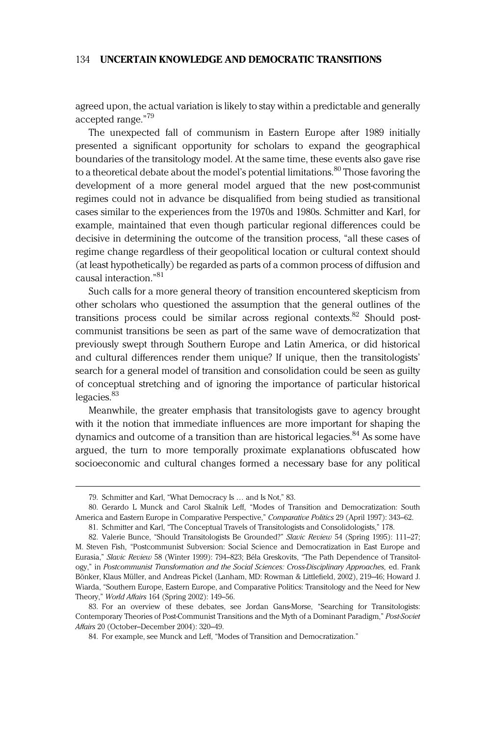agreed upon, the actual variation is likely to stay within a predictable and generally accepted range."[79]

The unexpected fall of communism in Eastern Europe after 1989 initially presented a significant opportunity for scholars to expand the geographical boundaries of the transitology model. At the same time, these events also gave rise to a theoretical debate about the model's potential limitations.[80] Those favoring the development of a more general model argued that the new post-communist regimes could not in advance be disqualified from being studied as transitional cases similar to the experiences from the 1970s and 1980s. Schmitter and Karl, for example, maintained that even though particular regional differences could be decisive in determining the outcome of the transition process, "all these cases of regime change regardless of their geopolitical location or cultural context should (at least hypothetically) be regarded as parts of a common process of diffusion and causal interaction."[81]

Such calls for a more general theory of transition encountered skepticism from other scholars who questioned the assumption that the general outlines of the transitions process could be similar across regional contexts.[82] Should post-communist transitions be seen as part of the same wave of democratization that previously swept through Southern Europe and Latin America, or did historical and cultural differences render them unique? If unique, then the transitologists' search for a general model of transition and consolidation could be seen as guilty of conceptual stretching and of ignoring the importance of particular historical legacies.[83]

Meanwhile, the greater emphasis that transitologists gave to agency brought with it the notion that immediate influences are more important for shaping the dynamics and outcome of a transition than are historical legacies.[84] As some have argued, the turn to more temporally proximate explanations obfuscated how socioeconomic and cultural changes formed a necessary base for any political

---

79. Schmitter and Karl, "What Democracy Is … and Is Not," 83.

80. Gerardo L Munck and Carol Skalnik Leff, "Modes of Transition and Democratization: South America and Eastern Europe in Comparative Perspective," *Comparative Politics* 29 (April 1997): 343–62.

81. Schmitter and Karl, "The Conceptual Travels of Transitologists and Consolidologists," 178.

82. Valerie Bunce, "Should Transitologists Be Grounded?" *Slavic Review* 54 (Spring 1995): 111–27; M. Steven Fish, "Postcommunist Subversion: Social Science and Democratization in East Europe and Eurasia," *Slavic Review* 58 (Winter 1999): 794–823; Béla Greskovits, "The Path Dependence of Transitology," in *Postcommunist Transformation and the Social Sciences: Cross-Disciplinary Approaches*, ed. Frank Bönker, Klaus Müller, and Andreas Pickel (Lanham, MD: Rowman & Littlefield, 2002), 219–46; Howard J. Wiarda, "Southern Europe, Eastern Europe, and Comparative Politics: Transitology and the Need for New Theory," *World Affairs* 164 (Spring 2002): 149–56.

83. For an overview of these debates, see Jordan Gans-Morse, "Searching for Transitologists: Contemporary Theories of Post-Communist Transitions and the Myth of a Dominant Paradigm," *Post-Soviet Affairs* 20 (October–December 2004): 320–49.

84. For example, see Munck and Leff, "Modes of Transition and Democratization."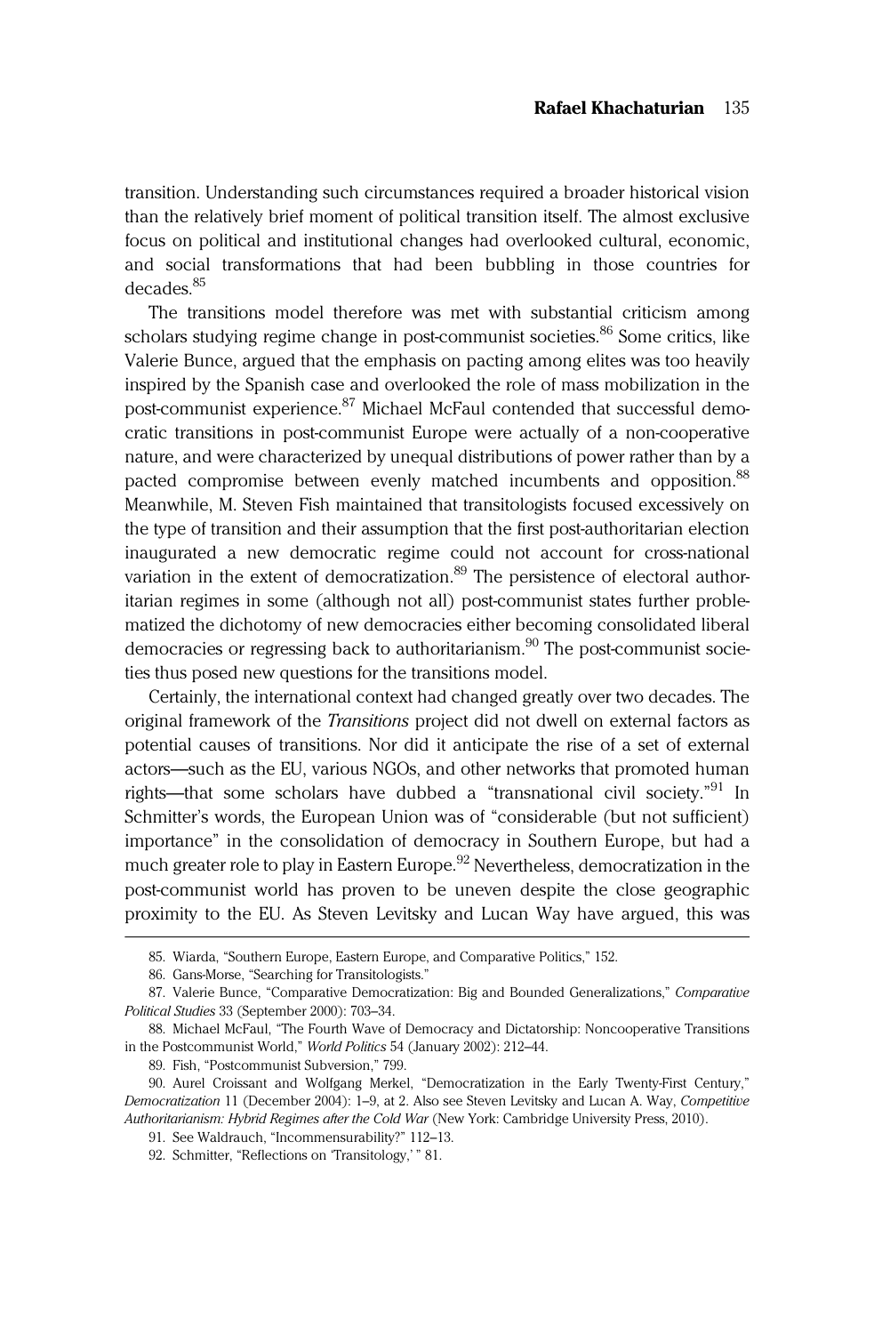transition. Understanding such circumstances required a broader historical vision than the relatively brief moment of political transition itself. The almost exclusive focus on political and institutional changes had overlooked cultural, economic, and social transformations that had been bubbling in those countries for decades.[85]

The transitions model therefore was met with substantial criticism among scholars studying regime change in post-communist societies.[86] Some critics, like Valerie Bunce, argued that the emphasis on pacting among elites was too heavily inspired by the Spanish case and overlooked the role of mass mobilization in the post-communist experience.[87] Michael McFaul contended that successful democratic transitions in post-communist Europe were actually of a non-cooperative nature, and were characterized by unequal distributions of power rather than by a pacted compromise between evenly matched incumbents and opposition.[88] Meanwhile, M. Steven Fish maintained that transitologists focused excessively on the type of transition and their assumption that the first post-authoritarian election inaugurated a new democratic regime could not account for cross-national variation in the extent of democratization.[89] The persistence of electoral authoritarian regimes in some (although not all) post-communist states further problematized the dichotomy of new democracies either becoming consolidated liberal democracies or regressing back to authoritarianism.[90] The post-communist societies thus posed new questions for the transitions model.

Certainly, the international context had changed greatly over two decades. The original framework of the *Transitions* project did not dwell on external factors as potential causes of transitions. Nor did it anticipate the rise of a set of external actors—such as the EU, various NGOs, and other networks that promoted human rights—that some scholars have dubbed a "transnational civil society."[91] In Schmitter's words, the European Union was of "considerable (but not sufficient) importance" in the consolidation of democracy in Southern Europe, but had a much greater role to play in Eastern Europe.[92] Nevertheless, democratization in the post-communist world has proven to be uneven despite the close geographic proximity to the EU. As Steven Levitsky and Lucan Way have argued, this was

---

85. Wiarda, "Southern Europe, Eastern Europe, and Comparative Politics," 152.

86. Gans-Morse, "Searching for Transitologists."

87. Valerie Bunce, "Comparative Democratization: Big and Bounded Generalizations," *Comparative Political Studies* 33 (September 2000): 703–34.

88. Michael McFaul, "The Fourth Wave of Democracy and Dictatorship: Noncooperative Transitions in the Postcommunist World," *World Politics* 54 (January 2002): 212–44.

89. Fish, "Postcommunist Subversion," 799.

90. Aurel Croissant and Wolfgang Merkel, "Democratization in the Early Twenty-First Century," *Democratization* 11 (December 2004): 1–9, at 2. Also see Steven Levitsky and Lucan A. Way, *Competitive Authoritarianism: Hybrid Regimes after the Cold War* (New York: Cambridge University Press, 2010).

91. See Waldrauch, "Incommensurability?" 112–13.

92. Schmitter, "Reflections on 'Transitology,'" 81.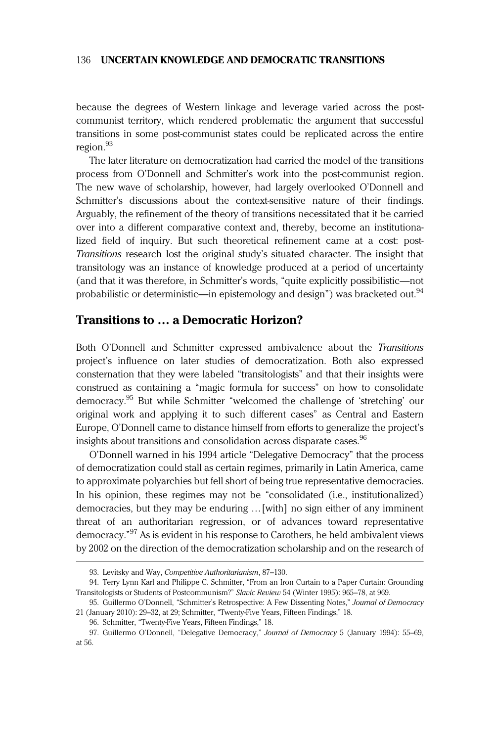because the degrees of Western linkage and leverage varied across the post-communist territory, which rendered problematic the argument that successful transitions in some post-communist states could be replicated across the entire region.[93]

The later literature on democratization had carried the model of the transitions process from O'Donnell and Schmitter's work into the post-communist region. The new wave of scholarship, however, had largely overlooked O'Donnell and Schmitter's discussions about the context-sensitive nature of their findings. Arguably, the refinement of the theory of transitions necessitated that it be carried over into a different comparative context and, thereby, become an institutionalized field of inquiry. But such theoretical refinement came at a cost: post-*Transitions* research lost the original study's situated character. The insight that transitology was an instance of knowledge produced at a period of uncertainty (and that it was therefore, in Schmitter's words, "quite explicitly possibilistic—not probabilistic or deterministic—in epistemology and design") was bracketed out.[94]

## Transitions to … a Democratic Horizon?

Both O'Donnell and Schmitter expressed ambivalence about the *Transitions* project's influence on later studies of democratization. Both also expressed consternation that they were labeled "transitologists" and that their insights were construed as containing a "magic formula for success" on how to consolidate democracy.[95] But while Schmitter "welcomed the challenge of 'stretching' our original work and applying it to such different cases" as Central and Eastern Europe, O'Donnell came to distance himself from efforts to generalize the project's insights about transitions and consolidation across disparate cases.[96]

O'Donnell warned in his 1994 article "Delegative Democracy" that the process of democratization could stall as certain regimes, primarily in Latin America, came to approximate polyarchies but fell short of being true representative democracies. In his opinion, these regimes may not be "consolidated (i.e., institutionalized) democracies, but they may be enduring … [with] no sign either of any imminent threat of an authoritarian regression, or of advances toward representative democracy."[97] As is evident in his response to Carothers, he held ambivalent views by 2002 on the direction of the democratization scholarship and on the research of

93. Levitsky and Way, *Competitive Authoritarianism*, 87–130.

94. Terry Lynn Karl and Philippe C. Schmitter, "From an Iron Curtain to a Paper Curtain: Grounding Transitologists or Students of Postcommunism?" *Slavic Review* 54 (Winter 1995): 965–78, at 969.

95. Guillermo O'Donnell, "Schmitter's Retrospective: A Few Dissenting Notes," *Journal of Democracy* 21 (January 2010): 29–32, at 29; Schmitter, "Twenty-Five Years, Fifteen Findings," 18.

96. Schmitter, "Twenty-Five Years, Fifteen Findings," 18.

97. Guillermo O'Donnell, "Delegative Democracy," *Journal of Democracy* 5 (January 1994): 55–69, at 56.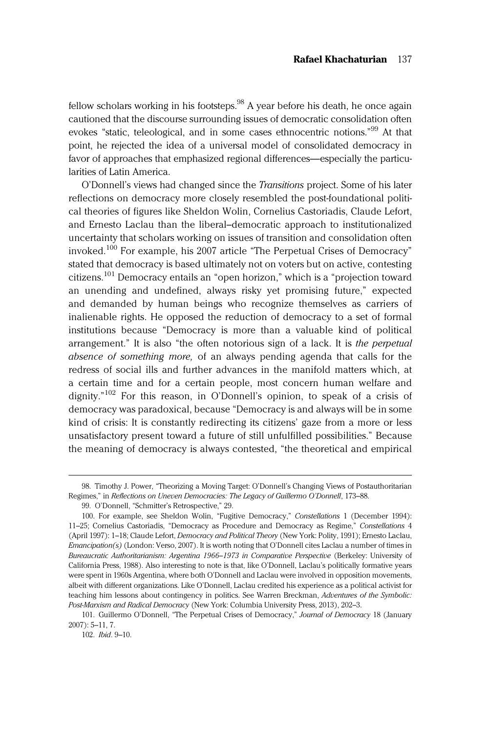fellow scholars working in his footsteps.[98] A year before his death, he once again cautioned that the discourse surrounding issues of democratic consolidation often evokes "static, teleological, and in some cases ethnocentric notions."[99] At that point, he rejected the idea of a universal model of consolidated democracy in favor of approaches that emphasized regional differences—especially the particularities of Latin America.

O'Donnell's views had changed since the *Transitions* project. Some of his later reflections on democracy more closely resembled the post-foundational political theories of figures like Sheldon Wolin, Cornelius Castoriadis, Claude Lefort, and Ernesto Laclau than the liberal–democratic approach to institutionalized uncertainty that scholars working on issues of transition and consolidation often invoked.[100] For example, his 2007 article "The Perpetual Crises of Democracy" stated that democracy is based ultimately not on voters but on active, contesting citizens.[101] Democracy entails an "open horizon," which is a "projection toward an unending and undefined, always risky yet promising future," expected and demanded by human beings who recognize themselves as carriers of inalienable rights. He opposed the reduction of democracy to a set of formal institutions because "Democracy is more than a valuable kind of political arrangement." It is also "the often notorious sign of a lack. It is *the perpetual absence of something more,* of an always pending agenda that calls for the redress of social ills and further advances in the manifold matters which, at a certain time and for a certain people, most concern human welfare and dignity."[102] For this reason, in O'Donnell's opinion, to speak of a crisis of democracy was paradoxical, because "Democracy is and always will be in some kind of crisis: It is constantly redirecting its citizens' gaze from a more or less unsatisfactory present toward a future of still unfulfilled possibilities." Because the meaning of democracy is always contested, "the theoretical and empirical

---

98. Timothy J. Power, "Theorizing a Moving Target: O'Donnell's Changing Views of Postauthoritarian Regimes," in *Reflections on Uneven Democracies: The Legacy of Guillermo O'Donnell*, 173–88.

99. O'Donnell, "Schmitter's Retrospective," 29.

100. For example, see Sheldon Wolin, "Fugitive Democracy," *Constellations* 1 (December 1994): 11–25; Cornelius Castoriadis, "Democracy as Procedure and Democracy as Regime," *Constellations* 4 (April 1997): 1–18; Claude Lefort, *Democracy and Political Theory* (New York: Polity, 1991); Ernesto Laclau, *Emancipation(s)* (London: Verso, 2007). It is worth noting that O'Donnell cites Laclau a number of times in *Bureaucratic Authoritarianism: Argentina 1966–1973 in Comparative Perspective* (Berkeley: University of California Press, 1988). Also interesting to note is that, like O'Donnell, Laclau's politically formative years were spent in 1960s Argentina, where both O'Donnell and Laclau were involved in opposition movements, albeit with different organizations. Like O'Donnell, Laclau credited his experience as a political activist for teaching him lessons about contingency in politics. See Warren Breckman, *Adventures of the Symbolic: Post-Marxism and Radical Democracy* (New York: Columbia University Press, 2013), 202–3.

101. Guillermo O'Donnell, "The Perpetual Crises of Democracy," *Journal of Democracy* 18 (January 2007): 5–11, 7.

102. *Ibid*. 9–10.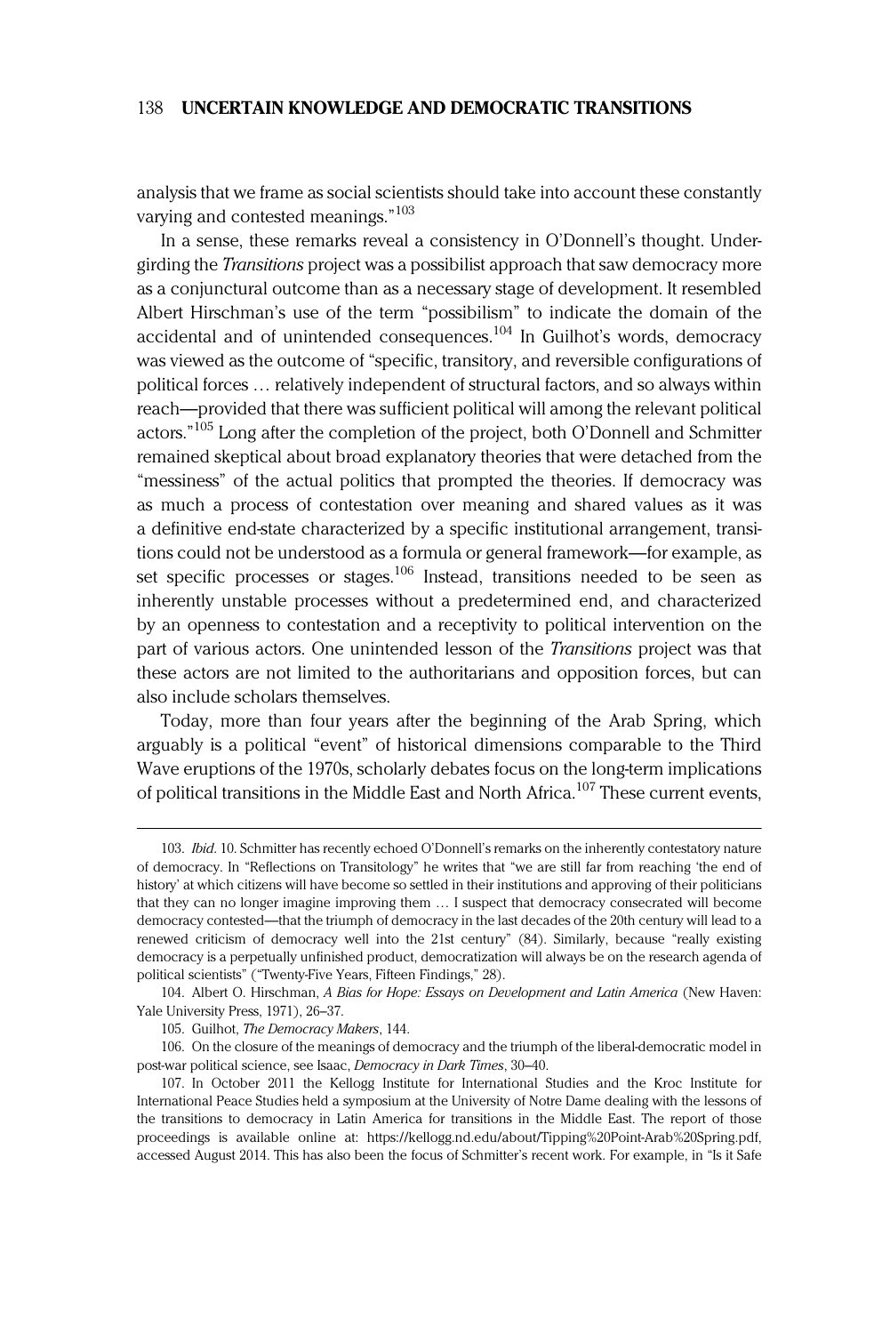analysis that we frame as social scientists should take into account these constantly varying and contested meanings."[103]

In a sense, these remarks reveal a consistency in O'Donnell's thought. Undergirding the *Transitions* project was a possibilist approach that saw democracy more as a conjunctural outcome than as a necessary stage of development. It resembled Albert Hirschman's use of the term "possibilism" to indicate the domain of the accidental and of unintended consequences.[104] In Guilhot's words, democracy was viewed as the outcome of "specific, transitory, and reversible configurations of political forces … relatively independent of structural factors, and so always within reach—provided that there was sufficient political will among the relevant political actors."[105] Long after the completion of the project, both O'Donnell and Schmitter remained skeptical about broad explanatory theories that were detached from the "messiness" of the actual politics that prompted the theories. If democracy was as much a process of contestation over meaning and shared values as it was a definitive end-state characterized by a specific institutional arrangement, transitions could not be understood as a formula or general framework—for example, as set specific processes or stages.[106] Instead, transitions needed to be seen as inherently unstable processes without a predetermined end, and characterized by an openness to contestation and a receptivity to political intervention on the part of various actors. One unintended lesson of the *Transitions* project was that these actors are not limited to the authoritarians and opposition forces, but can also include scholars themselves.

Today, more than four years after the beginning of the Arab Spring, which arguably is a political "event" of historical dimensions comparable to the Third Wave eruptions of the 1970s, scholarly debates focus on the long-term implications of political transitions in the Middle East and North Africa.[107] These current events,

---

103. *Ibid.* 10. Schmitter has recently echoed O'Donnell's remarks on the inherently contestatory nature of democracy. In "Reflections on Transitology" he writes that "we are still far from reaching 'the end of history' at which citizens will have become so settled in their institutions and approving of their politicians that they can no longer imagine improving them … I suspect that democracy consecrated will become democracy contested—that the triumph of democracy in the last decades of the 20th century will lead to a renewed criticism of democracy well into the 21st century" (84). Similarly, because "really existing democracy is a perpetually unfinished product, democratization will always be on the research agenda of political scientists" ("Twenty-Five Years, Fifteen Findings," 28).

104. Albert O. Hirschman, *A Bias for Hope: Essays on Development and Latin America* (New Haven: Yale University Press, 1971), 26–37.

105. Guilhot, *The Democracy Makers*, 144.

106. On the closure of the meanings of democracy and the triumph of the liberal-democratic model in post-war political science, see Isaac, *Democracy in Dark Times*, 30–40.

107. In October 2011 the Kellogg Institute for International Studies and the Kroc Institute for International Peace Studies held a symposium at the University of Notre Dame dealing with the lessons of the transitions to democracy in Latin America for transitions in the Middle East. The report of those proceedings is available online at: https://kellogg.nd.edu/about/Tipping%20Point-Arab%20Spring.pdf, accessed August 2014. This has also been the focus of Schmitter's recent work. For example, in "Is it Safe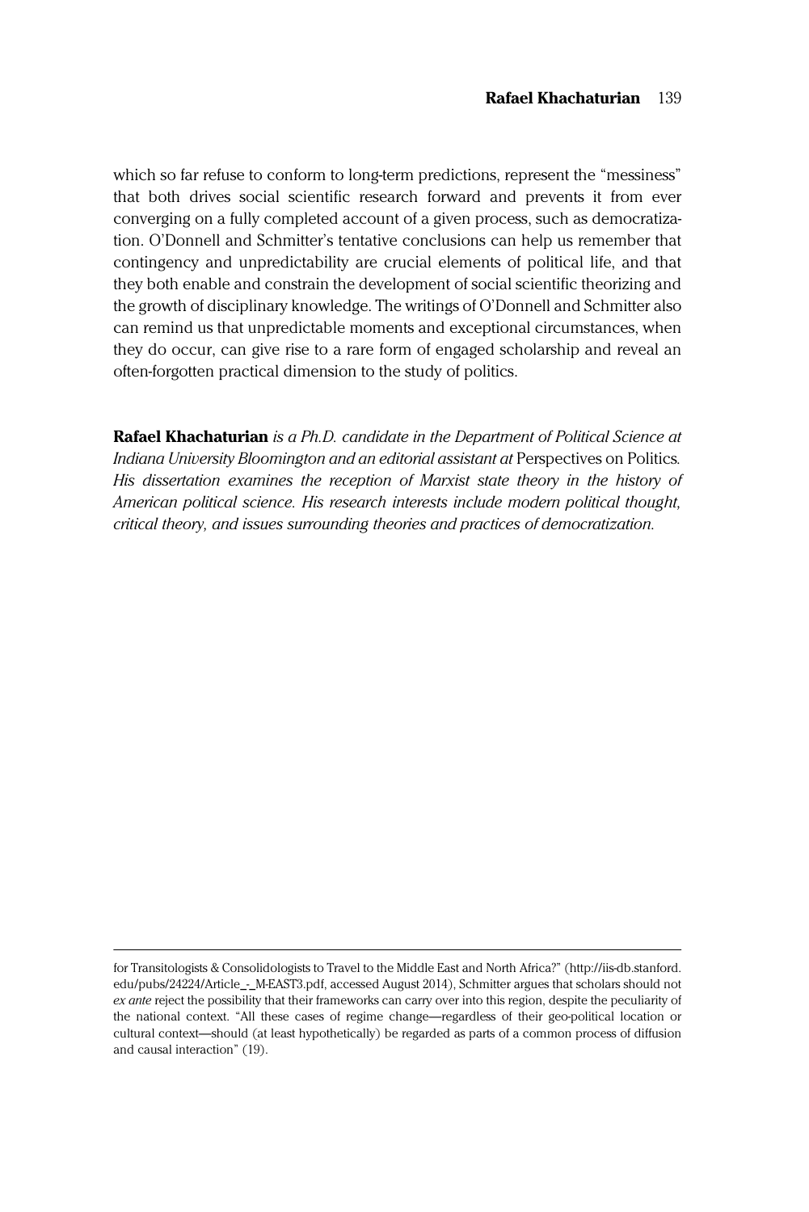which so far refuse to conform to long-term predictions, represent the "messiness" that both drives social scientific research forward and prevents it from ever converging on a fully completed account of a given process, such as democratization. O'Donnell and Schmitter's tentative conclusions can help us remember that contingency and unpredictability are crucial elements of political life, and that they both enable and constrain the development of social scientific theorizing and the growth of disciplinary knowledge. The writings of O'Donnell and Schmitter also can remind us that unpredictable moments and exceptional circumstances, when they do occur, can give rise to a rare form of engaged scholarship and reveal an often-forgotten practical dimension to the study of politics.

**Rafael Khachaturian** *is a Ph.D. candidate in the Department of Political Science at Indiana University Bloomington and an editorial assistant at* Perspectives on Politics. *His dissertation examines the reception of Marxist state theory in the history of American political science. His research interests include modern political thought, critical theory, and issues surrounding theories and practices of democratization.*

---

for Transitologists & Consolidologists to Travel to the Middle East and North Africa?" (http://iis-db.stanford.edu/pubs/24224/Article_-_M-EAST3.pdf, accessed August 2014), Schmitter argues that scholars should not *ex ante* reject the possibility that their frameworks can carry over into this region, despite the peculiarity of the national context. "All these cases of regime change—regardless of their geo-political location or cultural context—should (at least hypothetically) be regarded as parts of a common process of diffusion and causal interaction" (19).